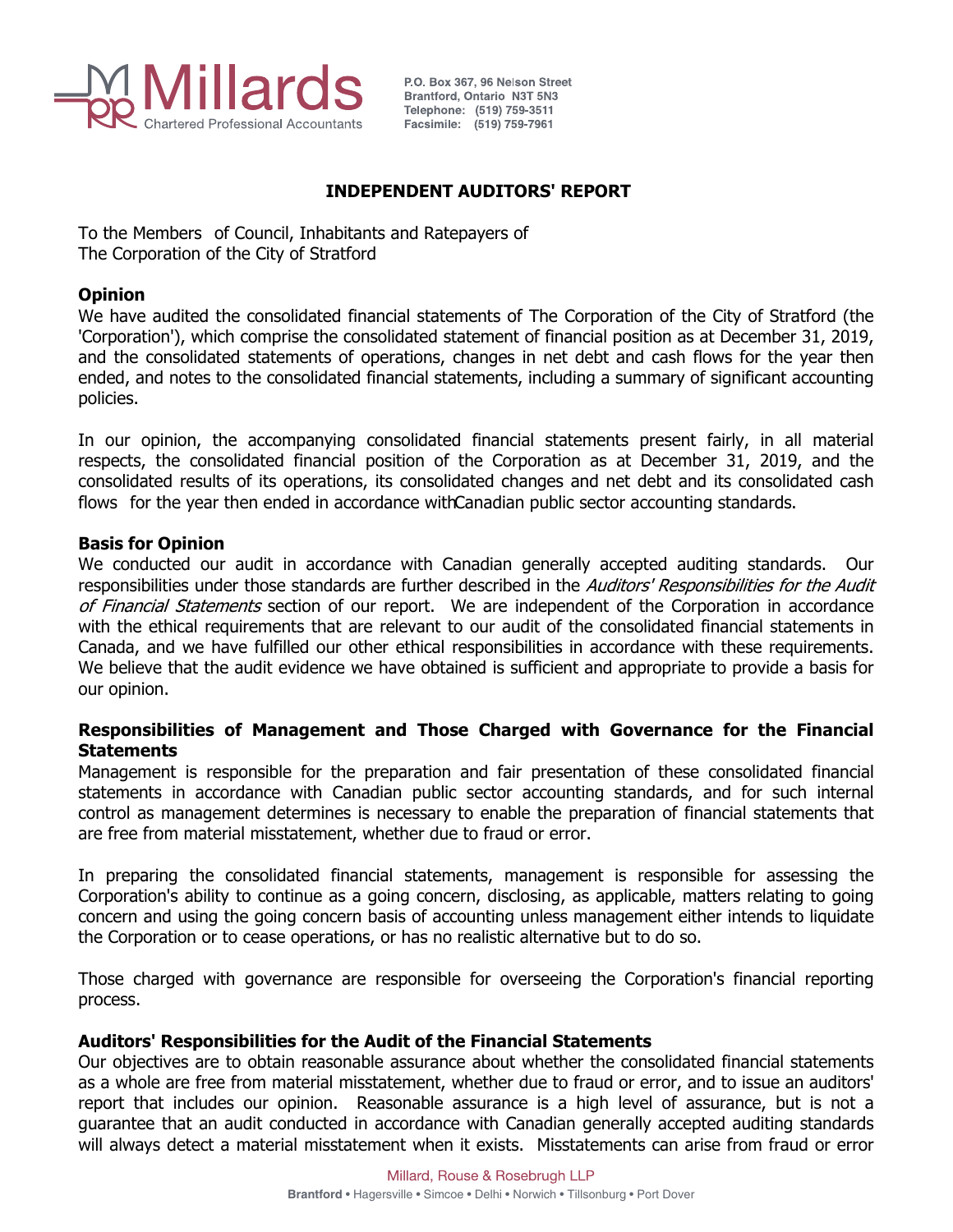Millards
Chartered Professional Accountants

P.O. Box 367, 96 Nelson Street
Brantford, Ontario N3T 5N3
Telephone: (519) 759-3511
Facsimile: (519) 759-7961

# INDEPENDENT AUDITORS' REPORT

To the Members of Council, Inhabitants and Ratepayers of
The Corporation of the City of Stratford

**Opinion**

We have audited the consolidated financial statements of The Corporation of the City of Stratford (the 'Corporation'), which comprise the consolidated statement of financial position as at December 31, 2019, and the consolidated statements of operations, changes in net debt and cash flows for the year then ended, and notes to the consolidated financial statements, including a summary of significant accounting policies.

In our opinion, the accompanying consolidated financial statements present fairly, in all material respects, the consolidated financial position of the Corporation as at December 31, 2019, and the consolidated results of its operations, its consolidated changes and net debt and its consolidated cash flows for the year then ended in accordance with Canadian public sector accounting standards.

**Basis for Opinion**

We conducted our audit in accordance with Canadian generally accepted auditing standards. Our responsibilities under those standards are further described in the *Auditors' Responsibilities for the Audit of Financial Statements* section of our report. We are independent of the Corporation in accordance with the ethical requirements that are relevant to our audit of the consolidated financial statements in Canada, and we have fulfilled our other ethical responsibilities in accordance with these requirements. We believe that the audit evidence we have obtained is sufficient and appropriate to provide a basis for our opinion.

**Responsibilities of Management and Those Charged with Governance for the Financial Statements**

Management is responsible for the preparation and fair presentation of these consolidated financial statements in accordance with Canadian public sector accounting standards, and for such internal control as management determines is necessary to enable the preparation of financial statements that are free from material misstatement, whether due to fraud or error.

In preparing the consolidated financial statements, management is responsible for assessing the Corporation's ability to continue as a going concern, disclosing, as applicable, matters relating to going concern and using the going concern basis of accounting unless management either intends to liquidate the Corporation or to cease operations, or has no realistic alternative but to do so.

Those charged with governance are responsible for overseeing the Corporation's financial reporting process.

**Auditors' Responsibilities for the Audit of the Financial Statements**

Our objectives are to obtain reasonable assurance about whether the consolidated financial statements as a whole are free from material misstatement, whether due to fraud or error, and to issue an auditors' report that includes our opinion. Reasonable assurance is a high level of assurance, but is not a guarantee that an audit conducted in accordance with Canadian generally accepted auditing standards will always detect a material misstatement when it exists. Misstatements can arise from fraud or error

Millard, Rouse & Rosebrugh LLP
**Brantford** • Hagersville • Simcoe • Delhi • Norwich • Tillsonburg • Port Dover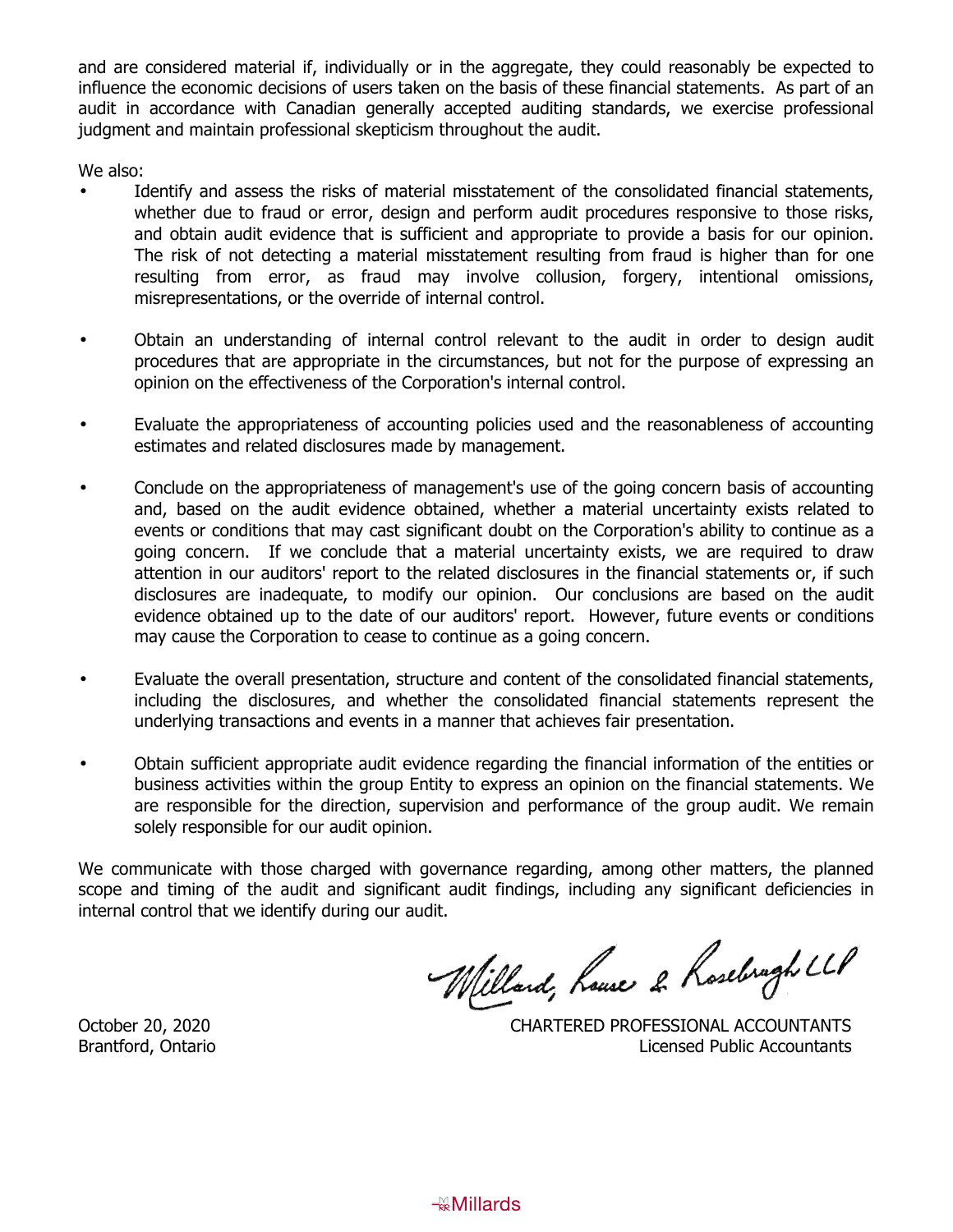and are considered material if, individually or in the aggregate, they could reasonably be expected to influence the economic decisions of users taken on the basis of these financial statements. As part of an audit in accordance with Canadian generally accepted auditing standards, we exercise professional judgment and maintain professional skepticism throughout the audit.

We also:

- Identify and assess the risks of material misstatement of the consolidated financial statements, whether due to fraud or error, design and perform audit procedures responsive to those risks, and obtain audit evidence that is sufficient and appropriate to provide a basis for our opinion. The risk of not detecting a material misstatement resulting from fraud is higher than for one resulting from error, as fraud may involve collusion, forgery, intentional omissions, misrepresentations, or the override of internal control.

- Obtain an understanding of internal control relevant to the audit in order to design audit procedures that are appropriate in the circumstances, but not for the purpose of expressing an opinion on the effectiveness of the Corporation's internal control.

- Evaluate the appropriateness of accounting policies used and the reasonableness of accounting estimates and related disclosures made by management.

- Conclude on the appropriateness of management's use of the going concern basis of accounting and, based on the audit evidence obtained, whether a material uncertainty exists related to events or conditions that may cast significant doubt on the Corporation's ability to continue as a going concern. If we conclude that a material uncertainty exists, we are required to draw attention in our auditors' report to the related disclosures in the financial statements or, if such disclosures are inadequate, to modify our opinion. Our conclusions are based on the audit evidence obtained up to the date of our auditors' report. However, future events or conditions may cause the Corporation to cease to continue as a going concern.

- Evaluate the overall presentation, structure and content of the consolidated financial statements, including the disclosures, and whether the consolidated financial statements represent the underlying transactions and events in a manner that achieves fair presentation.

- Obtain sufficient appropriate audit evidence regarding the financial information of the entities or business activities within the group Entity to express an opinion on the financial statements. We are responsible for the direction, supervision and performance of the group audit. We remain solely responsible for our audit opinion.

We communicate with those charged with governance regarding, among other matters, the planned scope and timing of the audit and significant audit findings, including any significant deficiencies in internal control that we identify during our audit.

Millard, Rouse & Rosebrugh LLP

October 20, 2020
Brantford, Ontario

CHARTERED PROFESSIONAL ACCOUNTANTS
Licensed Public Accountants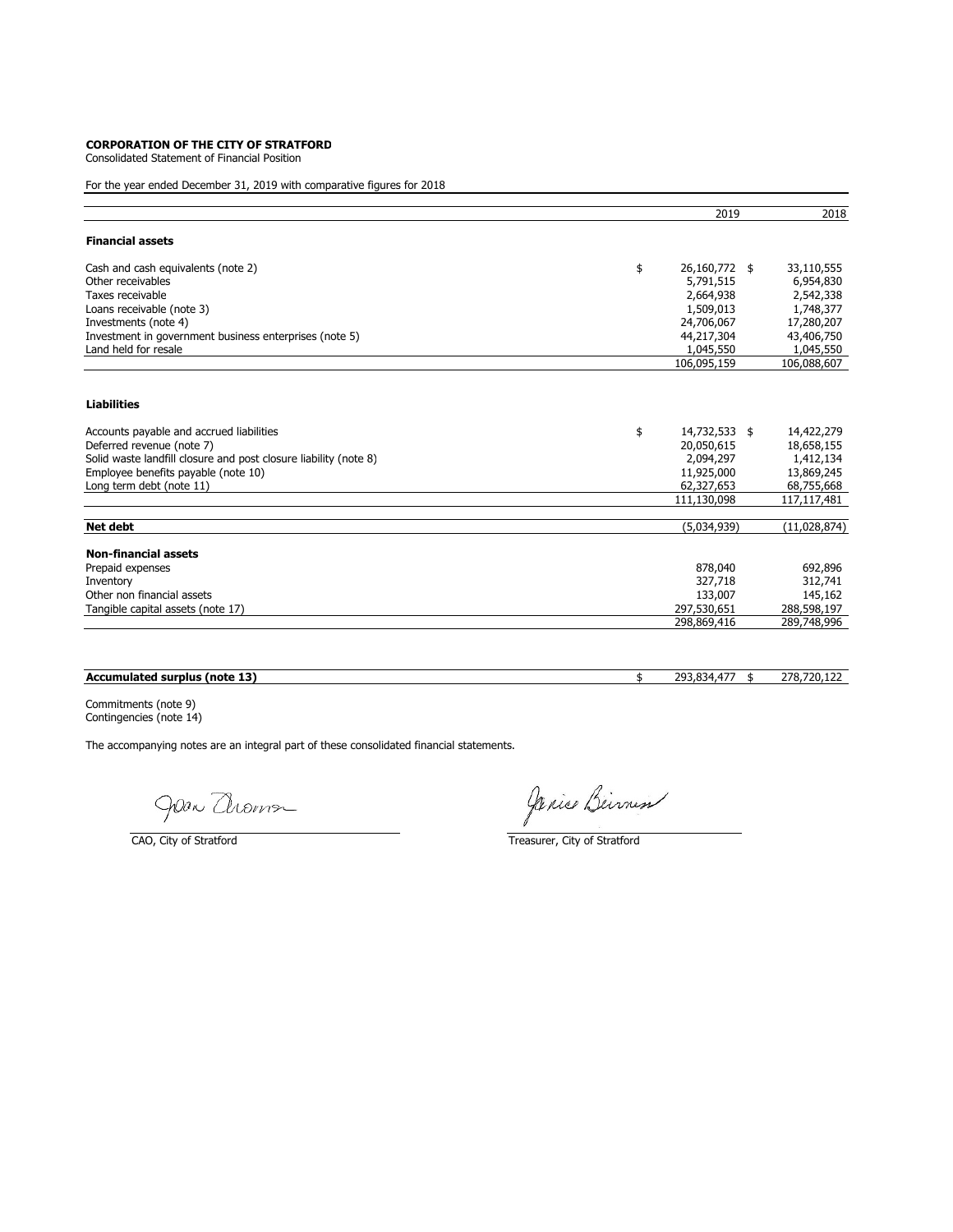**CORPORATION OF THE CITY OF STRATFORD**
Consolidated Statement of Financial Position

For the year ended December 31, 2019 with comparative figures for 2018

| | 2019 | 2018 |
|---|---|---|
| **Financial assets** | | |
| Cash and cash equivalents (note 2) | $ 26,160,772 | $ 33,110,555 |
| Other receivables | 5,791,515 | 6,954,830 |
| Taxes receivable | 2,664,938 | 2,542,338 |
| Loans receivable (note 3) | 1,509,013 | 1,748,377 |
| Investments (note 4) | 24,706,067 | 17,280,207 |
| Investment in government business enterprises (note 5) | 44,217,304 | 43,406,750 |
| Land held for resale | 1,045,550 | 1,045,550 |
| | 106,095,159 | 106,088,607 |
| **Liabilities** | | |
| Accounts payable and accrued liabilities | $ 14,732,533 | $ 14,422,279 |
| Deferred revenue (note 7) | 20,050,615 | 18,658,155 |
| Solid waste landfill closure and post closure liability (note 8) | 2,094,297 | 1,412,134 |
| Employee benefits payable (note 10) | 11,925,000 | 13,869,245 |
| Long term debt (note 11) | 62,327,653 | 68,755,668 |
| | 111,130,098 | 117,117,481 |
| **Net debt** | (5,034,939) | (11,028,874) |
| **Non-financial assets** | | |
| Prepaid expenses | 878,040 | 692,896 |
| Inventory | 327,718 | 312,741 |
| Other non financial assets | 133,007 | 145,162 |
| Tangible capital assets (note 17) | 297,530,651 | 288,598,197 |
| | 298,869,416 | 289,748,996 |
| **Accumulated surplus (note 13)** | $ 293,834,477 | $ 278,720,122 |

Commitments (note 9)
Contingencies (note 14)

The accompanying notes are an integral part of these consolidated financial statements.

CAO, City of Stratford

Treasurer, City of Stratford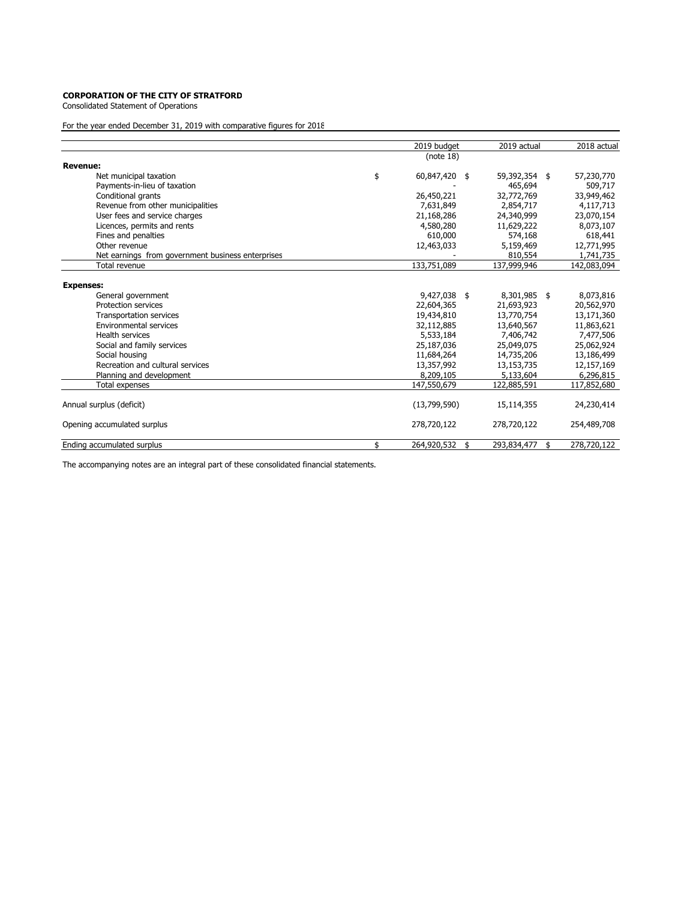**CORPORATION OF THE CITY OF STRATFORD**

Consolidated Statement of Operations

For the year ended December 31, 2019 with comparative figures for 2018

| | 2019 budget (note 18) | 2019 actual | 2018 actual |
|---|---|---|---|
| **Revenue:** | | | |
| Net municipal taxation | $ 60,847,420 | $ 59,392,354 | $ 57,230,770 |
| Payments-in-lieu of taxation | - | 465,694 | 509,717 |
| Conditional grants | 26,450,221 | 32,772,769 | 33,949,462 |
| Revenue from other municipalities | 7,631,849 | 2,854,717 | 4,117,713 |
| User fees and service charges | 21,168,286 | 24,340,999 | 23,070,154 |
| Licences, permits and rents | 4,580,280 | 11,629,222 | 8,073,107 |
| Fines and penalties | 610,000 | 574,168 | 618,441 |
| Other revenue | 12,463,033 | 5,159,469 | 12,771,995 |
| Net earnings from government business enterprises | - | 810,554 | 1,741,735 |
| Total revenue | 133,751,089 | 137,999,946 | 142,083,094 |
| **Expenses:** | | | |
| General government | 9,427,038 | $ 8,301,985 | $ 8,073,816 |
| Protection services | 22,604,365 | 21,693,923 | 20,562,970 |
| Transportation services | 19,434,810 | 13,770,754 | 13,171,360 |
| Environmental services | 32,112,885 | 13,640,567 | 11,863,621 |
| Health services | 5,533,184 | 7,406,742 | 7,477,506 |
| Social and family services | 25,187,036 | 25,049,075 | 25,062,924 |
| Social housing | 11,684,264 | 14,735,206 | 13,186,499 |
| Recreation and cultural services | 13,357,992 | 13,153,735 | 12,157,169 |
| Planning and development | 8,209,105 | 5,133,604 | 6,296,815 |
| Total expenses | 147,550,679 | 122,885,591 | 117,852,680 |
| Annual surplus (deficit) | (13,799,590) | 15,114,355 | 24,230,414 |
| Opening accumulated surplus | 278,720,122 | 278,720,122 | 254,489,708 |
| Ending accumulated surplus | $ 264,920,532 | $ 293,834,477 | $ 278,720,122 |

The accompanying notes are an integral part of these consolidated financial statements.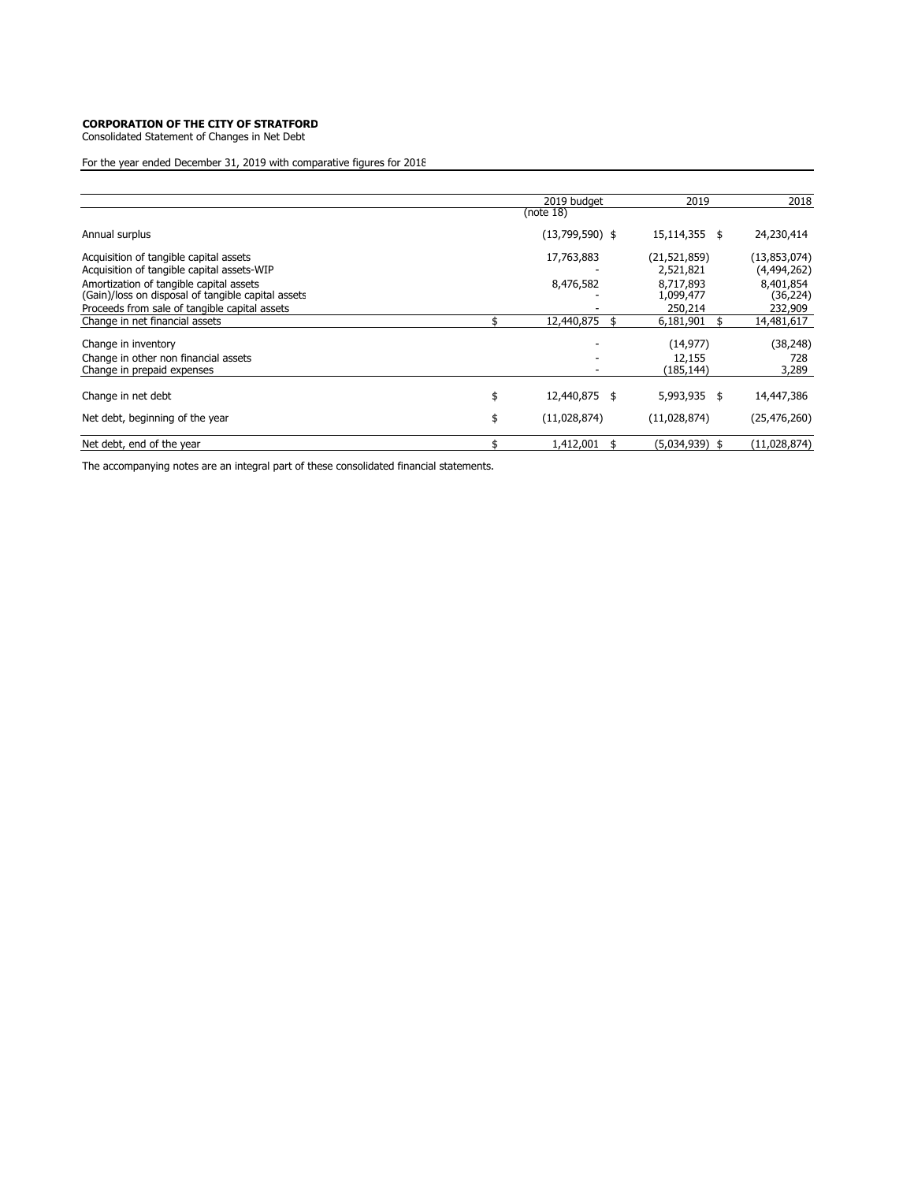**CORPORATION OF THE CITY OF STRATFORD**
Consolidated Statement of Changes in Net Debt

For the year ended December 31, 2019 with comparative figures for 2018

| | 2019 budget (note 18) | 2019 | 2018 |
|---|---|---|---|
| Annual surplus | (13,799,590) $ | 15,114,355 $ | 24,230,414 |
| Acquisition of tangible capital assets | 17,763,883 | (21,521,859) | (13,853,074) |
| Acquisition of tangible capital assets-WIP | - | 2,521,821 | (4,494,262) |
| Amortization of tangible capital assets | 8,476,582 | 8,717,893 | 8,401,854 |
| (Gain)/loss on disposal of tangible capital assets | - | 1,099,477 | (36,224) |
| Proceeds from sale of tangible capital assets | - | 250,214 | 232,909 |
| Change in net financial assets | $ 12,440,875 $ | 6,181,901 $ | 14,481,617 |
| Change in inventory | - | (14,977) | (38,248) |
| Change in other non financial assets | - | 12,155 | 728 |
| Change in prepaid expenses | - | (185,144) | 3,289 |
| Change in net debt | $ 12,440,875 $ | 5,993,935 $ | 14,447,386 |
| Net debt, beginning of the year | $ (11,028,874) | (11,028,874) | (25,476,260) |
| Net debt, end of the year | $ 1,412,001 $ | (5,034,939) $ | (11,028,874) |

The accompanying notes are an integral part of these consolidated financial statements.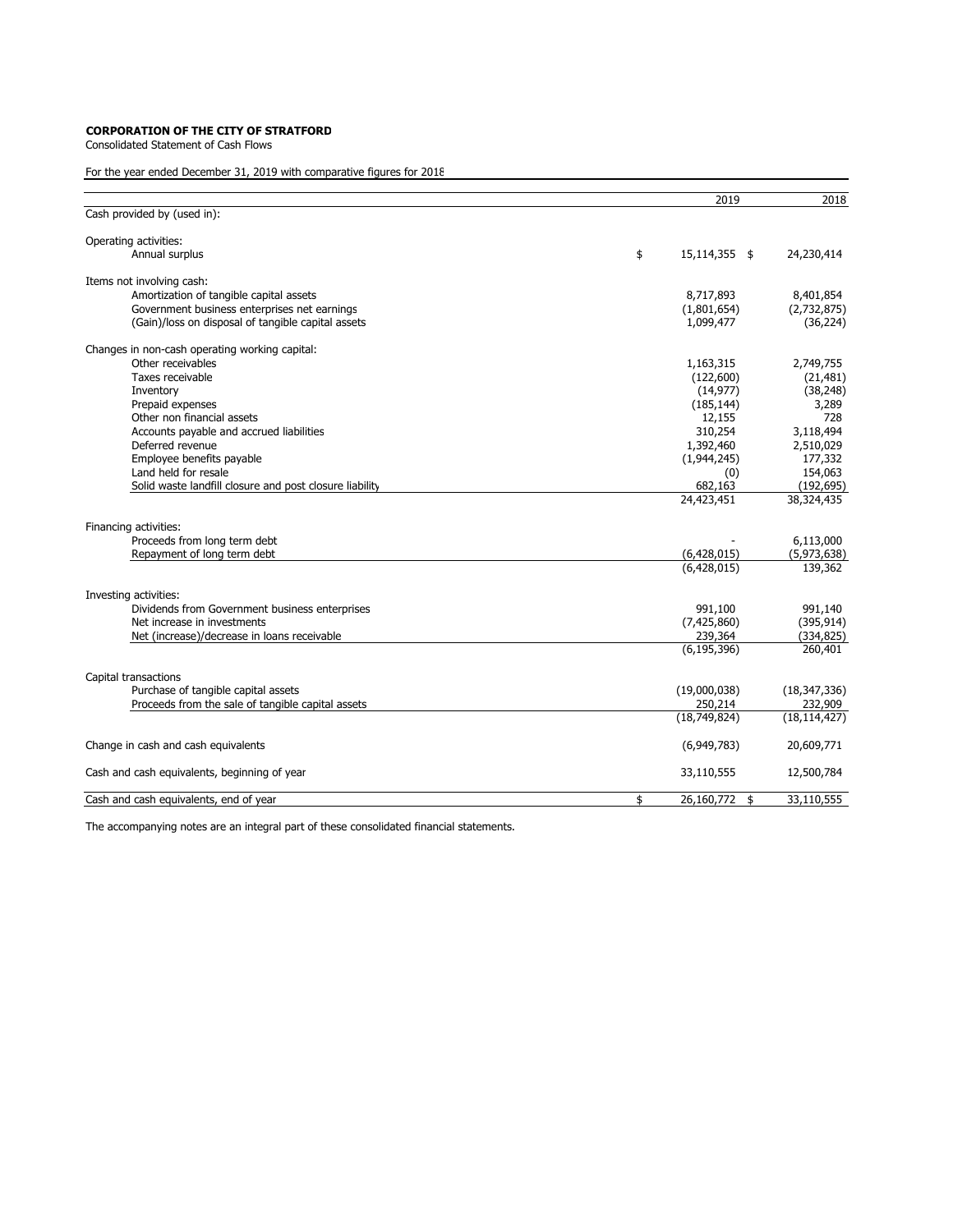**CORPORATION OF THE CITY OF STRATFORD**

Consolidated Statement of Cash Flows

For the year ended December 31, 2019 with comparative figures for 2018

| | 2019 | 2018 |
|---|---|---|
| Cash provided by (used in): | | |
| | | |
| Operating activities: | | |
| Annual surplus | $ 15,114,355 | $ 24,230,414 |
| | | |
| Items not involving cash: | | |
| Amortization of tangible capital assets | 8,717,893 | 8,401,854 |
| Government business enterprises net earnings | (1,801,654) | (2,732,875) |
| (Gain)/loss on disposal of tangible capital assets | 1,099,477 | (36,224) |
| | | |
| Changes in non-cash operating working capital: | | |
| Other receivables | 1,163,315 | 2,749,755 |
| Taxes receivable | (122,600) | (21,481) |
| Inventory | (14,977) | (38,248) |
| Prepaid expenses | (185,144) | 3,289 |
| Other non financial assets | 12,155 | 728 |
| Accounts payable and accrued liabilities | 310,254 | 3,118,494 |
| Deferred revenue | 1,392,460 | 2,510,029 |
| Employee benefits payable | (1,944,245) | 177,332 |
| Land held for resale | (0) | 154,063 |
| Solid waste landfill closure and post closure liability | 682,163 | (192,695) |
| | 24,423,451 | 38,324,435 |
| | | |
| Financing activities: | | |
| Proceeds from long term debt | - | 6,113,000 |
| Repayment of long term debt | (6,428,015) | (5,973,638) |
| | (6,428,015) | 139,362 |
| | | |
| Investing activities: | | |
| Dividends from Government business enterprises | 991,100 | 991,140 |
| Net increase in investments | (7,425,860) | (395,914) |
| Net (increase)/decrease in loans receivable | 239,364 | (334,825) |
| | (6,195,396) | 260,401 |
| | | |
| Capital transactions | | |
| Purchase of tangible capital assets | (19,000,038) | (18,347,336) |
| Proceeds from the sale of tangible capital assets | 250,214 | 232,909 |
| | (18,749,824) | (18,114,427) |
| | | |
| Change in cash and cash equivalents | (6,949,783) | 20,609,771 |
| | | |
| Cash and cash equivalents, beginning of year | 33,110,555 | 12,500,784 |
| | | |
| Cash and cash equivalents, end of year | $ 26,160,772 | $ 33,110,555 |

The accompanying notes are an integral part of these consolidated financial statements.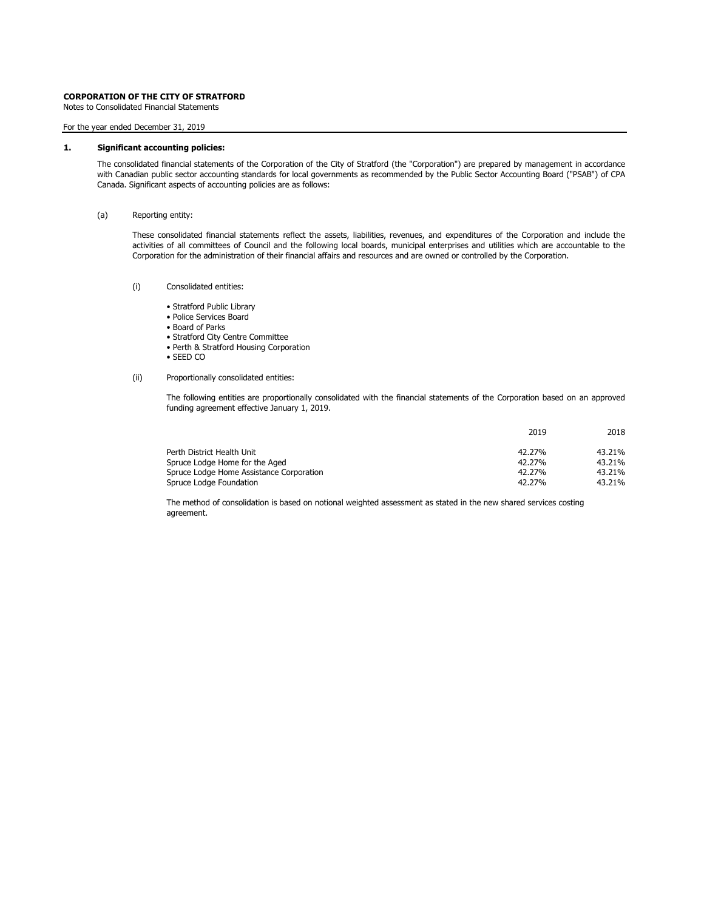**CORPORATION OF THE CITY OF STRATFORD**
Notes to Consolidated Financial Statements

For the year ended December 31, 2019

## 1. Significant accounting policies:

The consolidated financial statements of the Corporation of the City of Stratford (the "Corporation") are prepared by management in accordance with Canadian public sector accounting standards for local governments as recommended by the Public Sector Accounting Board ("PSAB") of CPA Canada. Significant aspects of accounting policies are as follows:

### (a) Reporting entity:

These consolidated financial statements reflect the assets, liabilities, revenues, and expenditures of the Corporation and include the activities of all committees of Council and the following local boards, municipal enterprises and utilities which are accountable to the Corporation for the administration of their financial affairs and resources and are owned or controlled by the Corporation.

(i) Consolidated entities:

- Stratford Public Library
- Police Services Board
- Board of Parks
- Stratford City Centre Committee
- Perth & Stratford Housing Corporation
- SEED CO

(ii) Proportionally consolidated entities:

The following entities are proportionally consolidated with the financial statements of the Corporation based on an approved funding agreement effective January 1, 2019.

| | 2019 | 2018 |
|---|---|---|
| Perth District Health Unit | 42.27% | 43.21% |
| Spruce Lodge Home for the Aged | 42.27% | 43.21% |
| Spruce Lodge Home Assistance Corporation | 42.27% | 43.21% |
| Spruce Lodge Foundation | 42.27% | 43.21% |

The method of consolidation is based on notional weighted assessment as stated in the new shared services costing agreement.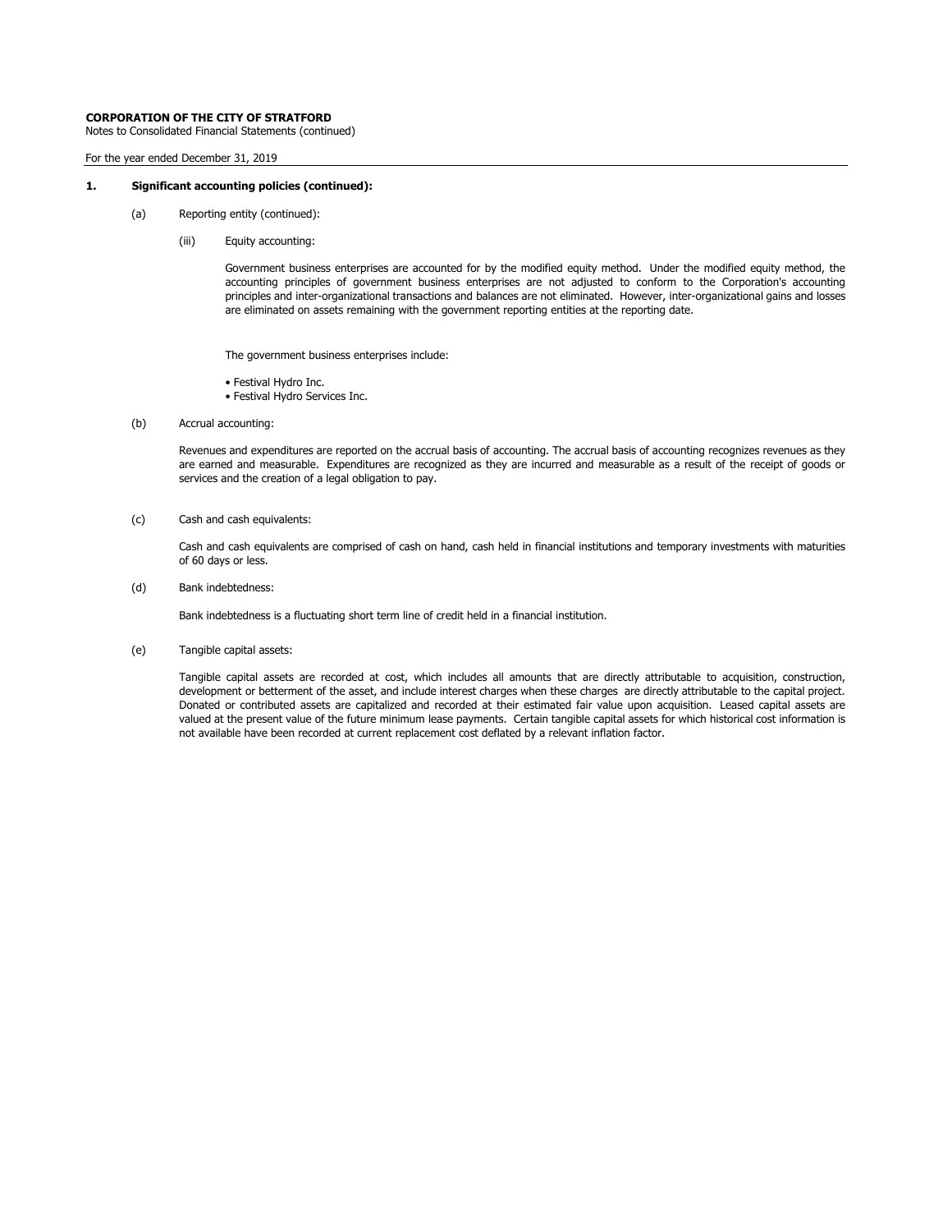**CORPORATION OF THE CITY OF STRATFORD**
Notes to Consolidated Financial Statements (continued)

For the year ended December 31, 2019

## 1. Significant accounting policies (continued):

(a) Reporting entity (continued):

(iii) Equity accounting:

Government business enterprises are accounted for by the modified equity method. Under the modified equity method, the accounting principles of government business enterprises are not adjusted to conform to the Corporation's accounting principles and inter-organizational transactions and balances are not eliminated. However, inter-organizational gains and losses are eliminated on assets remaining with the government reporting entities at the reporting date.

The government business enterprises include:

- Festival Hydro Inc.
- Festival Hydro Services Inc.

(b) Accrual accounting:

Revenues and expenditures are reported on the accrual basis of accounting. The accrual basis of accounting recognizes revenues as they are earned and measurable. Expenditures are recognized as they are incurred and measurable as a result of the receipt of goods or services and the creation of a legal obligation to pay.

(c) Cash and cash equivalents:

Cash and cash equivalents are comprised of cash on hand, cash held in financial institutions and temporary investments with maturities of 60 days or less.

(d) Bank indebtedness:

Bank indebtedness is a fluctuating short term line of credit held in a financial institution.

(e) Tangible capital assets:

Tangible capital assets are recorded at cost, which includes all amounts that are directly attributable to acquisition, construction, development or betterment of the asset, and include interest charges when these charges are directly attributable to the capital project. Donated or contributed assets are capitalized and recorded at their estimated fair value upon acquisition. Leased capital assets are valued at the present value of the future minimum lease payments. Certain tangible capital assets for which historical cost information is not available have been recorded at current replacement cost deflated by a relevant inflation factor.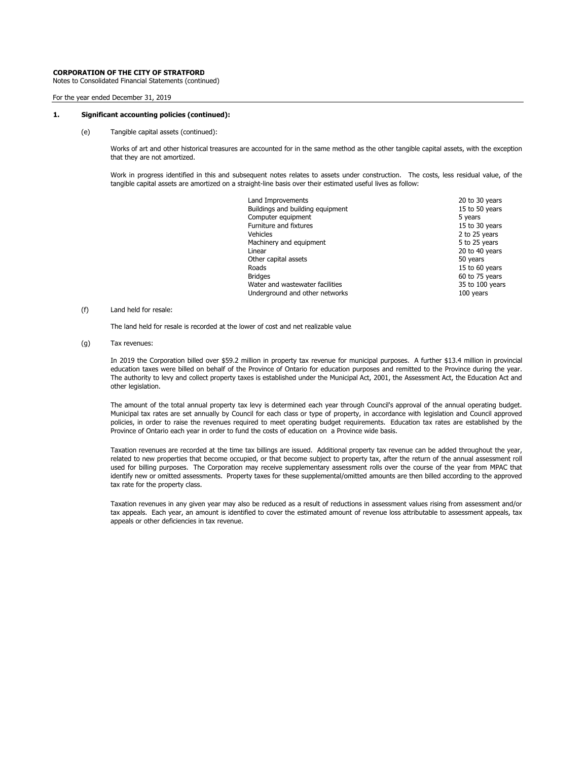**CORPORATION OF THE CITY OF STRATFORD**
Notes to Consolidated Financial Statements (continued)

For the year ended December 31, 2019

**1. Significant accounting policies (continued):**

(e) Tangible capital assets (continued):

Works of art and other historical treasures are accounted for in the same method as the other tangible capital assets, with the exception that they are not amortized.

Work in progress identified in this and subsequent notes relates to assets under construction. The costs, less residual value, of the tangible capital assets are amortized on a straight-line basis over their estimated useful lives as follow:

| | |
|---|---|
| Land Improvements | 20 to 30 years |
| Buildings and building equipment | 15 to 50 years |
| Computer equipment | 5 years |
| Furniture and fixtures | 15 to 30 years |
| Vehicles | 2 to 25 years |
| Machinery and equipment | 5 to 25 years |
| Linear | 20 to 40 years |
| Other capital assets | 50 years |
| Roads | 15 to 60 years |
| Bridges | 60 to 75 years |
| Water and wastewater facilities | 35 to 100 years |
| Underground and other networks | 100 years |

(f) Land held for resale:

The land held for resale is recorded at the lower of cost and net realizable value

(g) Tax revenues:

In 2019 the Corporation billed over $59.2 million in property tax revenue for municipal purposes. A further $13.4 million in provincial education taxes were billed on behalf of the Province of Ontario for education purposes and remitted to the Province during the year. The authority to levy and collect property taxes is established under the Municipal Act, 2001, the Assessment Act, the Education Act and other legislation.

The amount of the total annual property tax levy is determined each year through Council's approval of the annual operating budget. Municipal tax rates are set annually by Council for each class or type of property, in accordance with legislation and Council approved policies, in order to raise the revenues required to meet operating budget requirements. Education tax rates are established by the Province of Ontario each year in order to fund the costs of education on a Province wide basis.

Taxation revenues are recorded at the time tax billings are issued. Additional property tax revenue can be added throughout the year, related to new properties that become occupied, or that become subject to property tax, after the return of the annual assessment roll used for billing purposes. The Corporation may receive supplementary assessment rolls over the course of the year from MPAC that identify new or omitted assessments. Property taxes for these supplemental/omitted amounts are then billed according to the approved tax rate for the property class.

Taxation revenues in any given year may also be reduced as a result of reductions in assessment values rising from assessment and/or tax appeals. Each year, an amount is identified to cover the estimated amount of revenue loss attributable to assessment appeals, tax appeals or other deficiencies in tax revenue.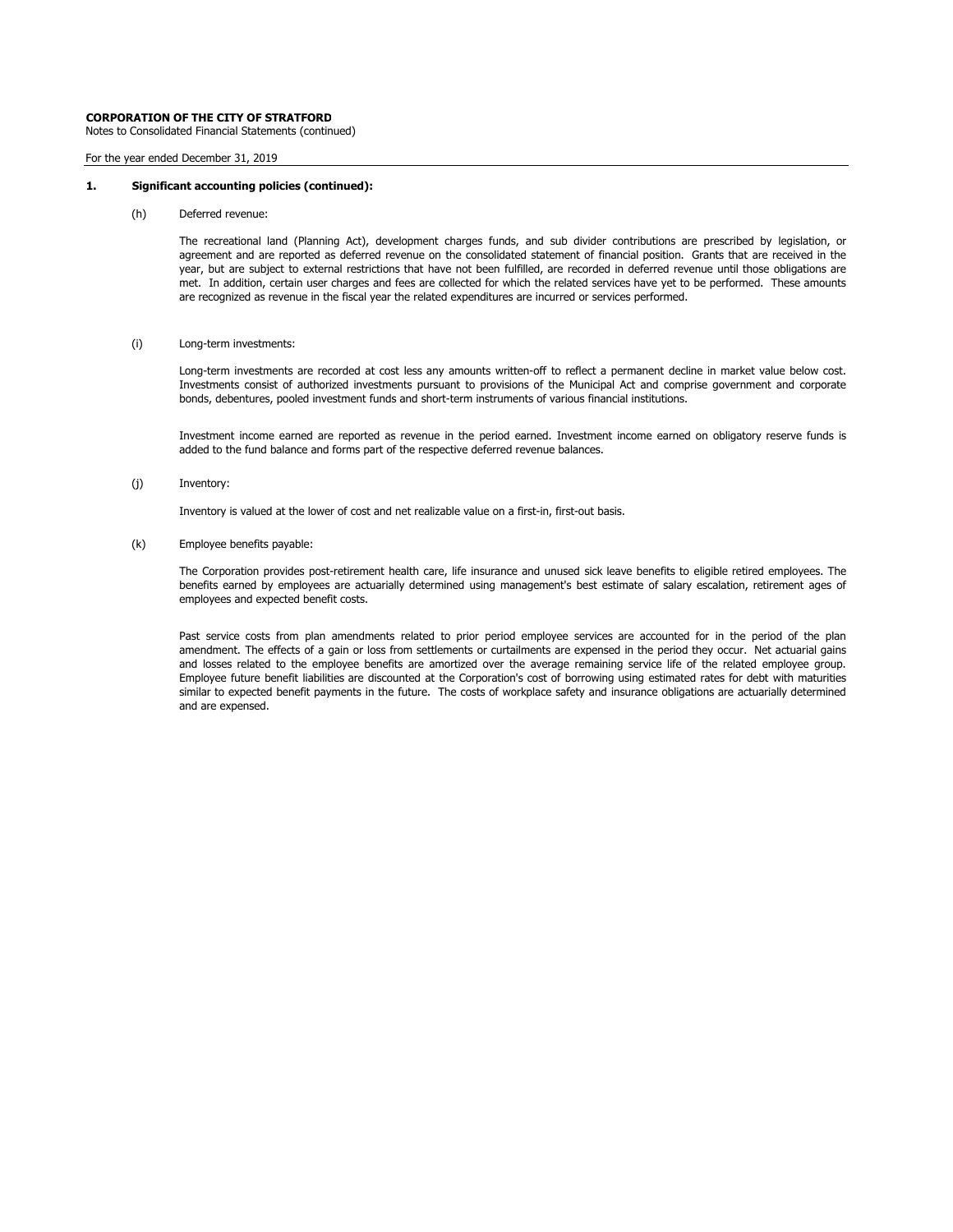**CORPORATION OF THE CITY OF STRATFORD**
Notes to Consolidated Financial Statements (continued)

For the year ended December 31, 2019

**1. Significant accounting policies (continued):**

(h) Deferred revenue:

The recreational land (Planning Act), development charges funds, and sub divider contributions are prescribed by legislation, or agreement and are reported as deferred revenue on the consolidated statement of financial position. Grants that are received in the year, but are subject to external restrictions that have not been fulfilled, are recorded in deferred revenue until those obligations are met. In addition, certain user charges and fees are collected for which the related services have yet to be performed. These amounts are recognized as revenue in the fiscal year the related expenditures are incurred or services performed.

(i) Long-term investments:

Long-term investments are recorded at cost less any amounts written-off to reflect a permanent decline in market value below cost. Investments consist of authorized investments pursuant to provisions of the Municipal Act and comprise government and corporate bonds, debentures, pooled investment funds and short-term instruments of various financial institutions.

Investment income earned are reported as revenue in the period earned. Investment income earned on obligatory reserve funds is added to the fund balance and forms part of the respective deferred revenue balances.

(j) Inventory:

Inventory is valued at the lower of cost and net realizable value on a first-in, first-out basis.

(k) Employee benefits payable:

The Corporation provides post-retirement health care, life insurance and unused sick leave benefits to eligible retired employees. The benefits earned by employees are actuarially determined using management's best estimate of salary escalation, retirement ages of employees and expected benefit costs.

Past service costs from plan amendments related to prior period employee services are accounted for in the period of the plan amendment. The effects of a gain or loss from settlements or curtailments are expensed in the period they occur. Net actuarial gains and losses related to the employee benefits are amortized over the average remaining service life of the related employee group. Employee future benefit liabilities are discounted at the Corporation's cost of borrowing using estimated rates for debt with maturities similar to expected benefit payments in the future. The costs of workplace safety and insurance obligations are actuarially determined and are expensed.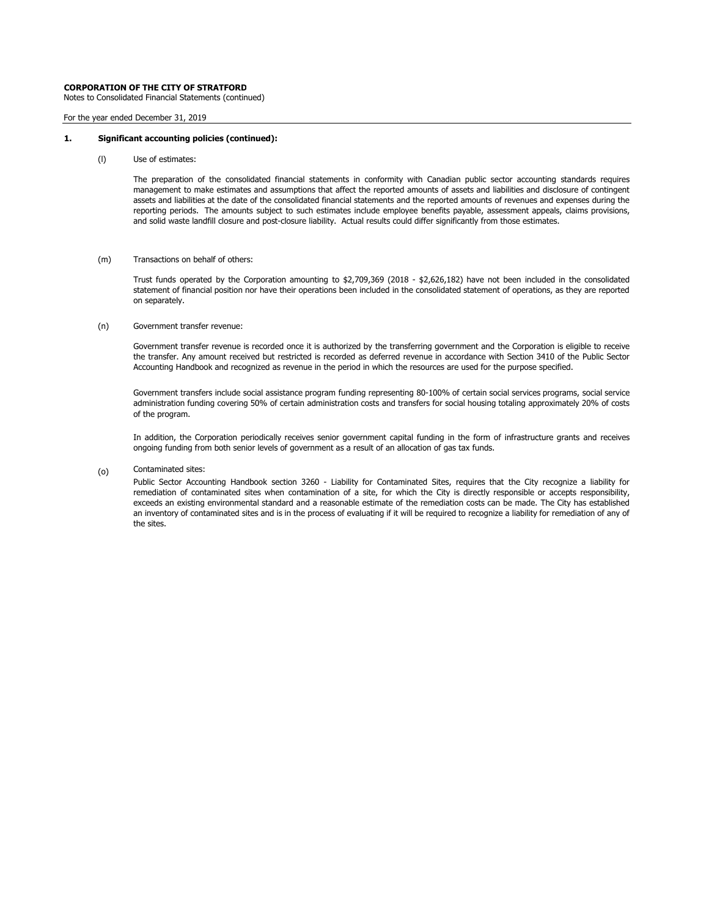**CORPORATION OF THE CITY OF STRATFORD**
Notes to Consolidated Financial Statements (continued)

For the year ended December 31, 2019

**1. Significant accounting policies (continued):**

(l) Use of estimates:

The preparation of the consolidated financial statements in conformity with Canadian public sector accounting standards requires management to make estimates and assumptions that affect the reported amounts of assets and liabilities and disclosure of contingent assets and liabilities at the date of the consolidated financial statements and the reported amounts of revenues and expenses during the reporting periods. The amounts subject to such estimates include employee benefits payable, assessment appeals, claims provisions, and solid waste landfill closure and post-closure liability. Actual results could differ significantly from those estimates.

(m) Transactions on behalf of others:

Trust funds operated by the Corporation amounting to $2,709,369 (2018 - $2,626,182) have not been included in the consolidated statement of financial position nor have their operations been included in the consolidated statement of operations, as they are reported on separately.

(n) Government transfer revenue:

Government transfer revenue is recorded once it is authorized by the transferring government and the Corporation is eligible to receive the transfer. Any amount received but restricted is recorded as deferred revenue in accordance with Section 3410 of the Public Sector Accounting Handbook and recognized as revenue in the period in which the resources are used for the purpose specified.

Government transfers include social assistance program funding representing 80-100% of certain social services programs, social service administration funding covering 50% of certain administration costs and transfers for social housing totaling approximately 20% of costs of the program.

In addition, the Corporation periodically receives senior government capital funding in the form of infrastructure grants and receives ongoing funding from both senior levels of government as a result of an allocation of gas tax funds.

(o) Contaminated sites:

Public Sector Accounting Handbook section 3260 - Liability for Contaminated Sites, requires that the City recognize a liability for remediation of contaminated sites when contamination of a site, for which the City is directly responsible or accepts responsibility, exceeds an existing environmental standard and a reasonable estimate of the remediation costs can be made. The City has established an inventory of contaminated sites and is in the process of evaluating if it will be required to recognize a liability for remediation of any of the sites.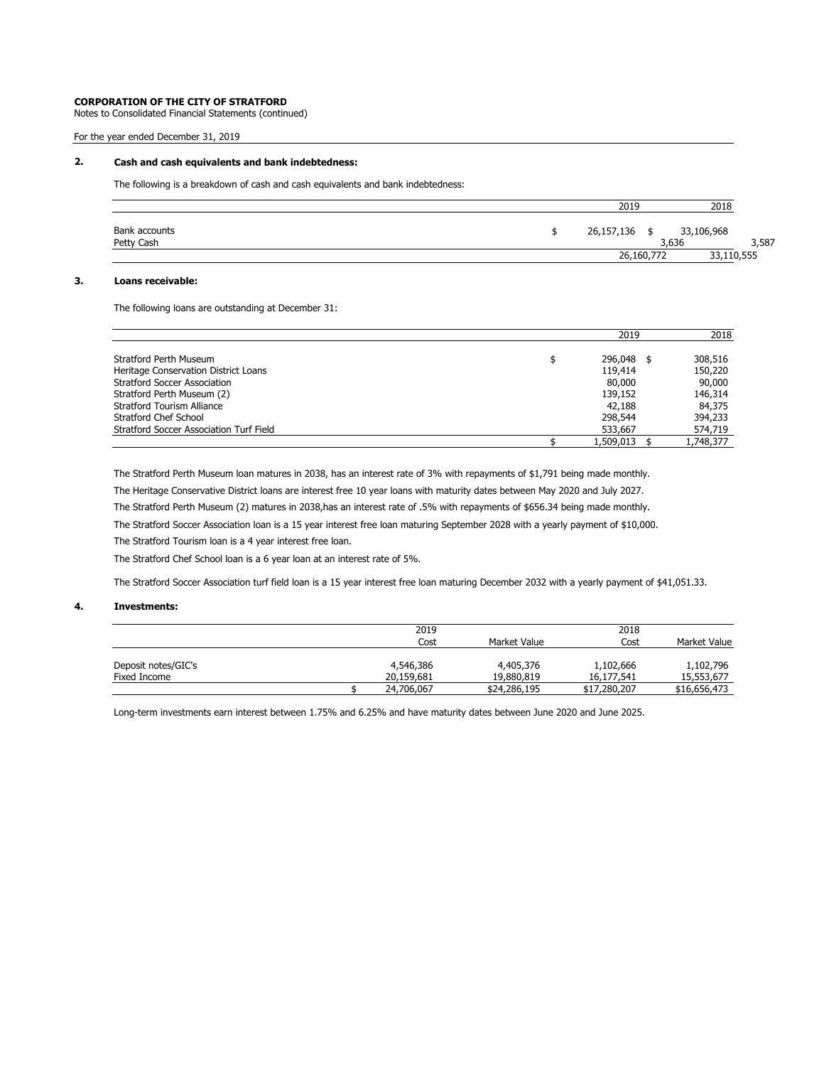**CORPORATION OF THE CITY OF STRATFORD**
Notes to Consolidated Financial Statements (continued)

For the year ended December 31, 2019

## 2. Cash and cash equivalents and bank indebtedness:

The following is a breakdown of cash and cash equivalents and bank indebtedness:

| | | 2019 | 2018 |
|---|---|---|---|
| Bank accounts | $ | 26,157,136 | $ 33,106,968 |
| Petty Cash | | 3,636 | 3,587 |
| | | 26,160,772 | 33,110,555 |

## 3. Loans receivable:

The following loans are outstanding at December 31:

| | | 2019 | 2018 |
|---|---|---|---|
| Stratford Perth Museum | $ | 296,048 | $ 308,516 |
| Heritage Conservation District Loans | | 119,414 | 150,220 |
| Stratford Soccer Association | | 80,000 | 90,000 |
| Stratford Perth Museum (2) | | 139,152 | 146,314 |
| Stratford Tourism Alliance | | 42,188 | 84,375 |
| Stratford Chef School | | 298,544 | 394,233 |
| Stratford Soccer Association Turf Field | | 533,667 | 574,719 |
| | $ | 1,509,013 | $ 1,748,377 |

The Stratford Perth Museum loan matures in 2038, has an interest rate of 3% with repayments of $1,791 being made monthly.

The Heritage Conservative District loans are interest free 10 year loans with maturity dates between May 2020 and July 2027.

The Stratford Perth Museum (2) matures in 2038,has an interest rate of .5% with repayments of $656.34 being made monthly.

The Stratford Soccer Association loan is a 15 year interest free loan maturing September 2028 with a yearly payment of $10,000.

The Stratford Tourism loan is a 4 year interest free loan.

The Stratford Chef School loan is a 6 year loan at an interest rate of 5%.

The Stratford Soccer Association turf field loan is a 15 year interest free loan maturing December 2032 with a yearly payment of $41,051.33.

## 4. Investments:

| | | 2019 Cost | Market Value | 2018 Cost | Market Value |
|---|---|---|---|---|---|
| Deposit notes/GIC's | | 4,546,386 | 4,405,376 | 1,102,666 | 1,102,796 |
| Fixed Income | | 20,159,681 | 19,880,819 | 16,177,541 | 15,553,677 |
| | $ | 24,706,067 | $24,286,195 | $17,280,207 | $16,656,473 |

Long-term investments earn interest between 1.75% and 6.25% and have maturity dates between June 2020 and June 2025.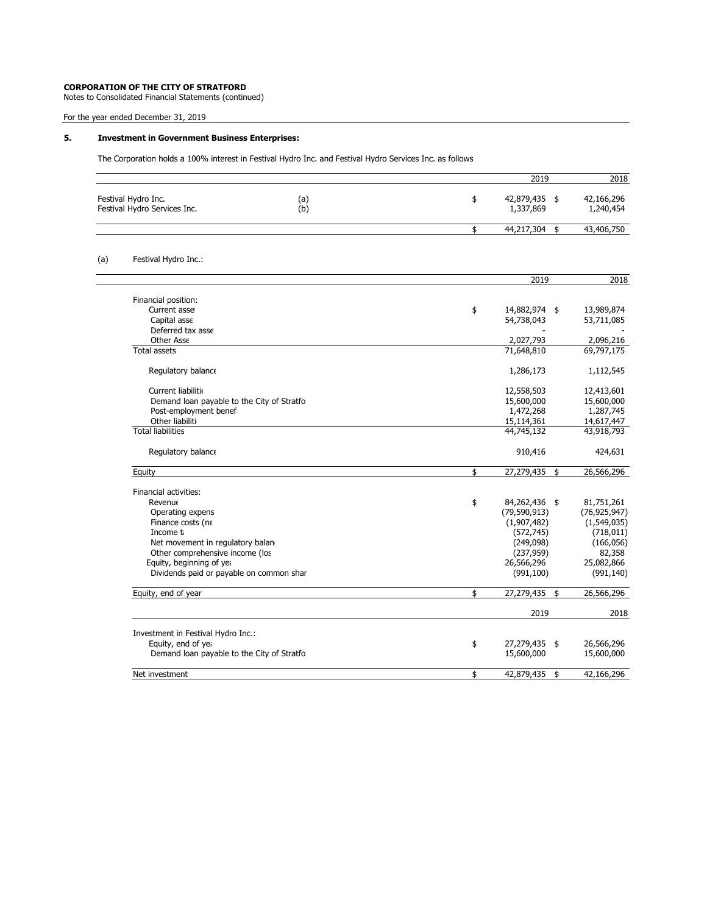**CORPORATION OF THE CITY OF STRATFORD**
Notes to Consolidated Financial Statements (continued)

For the year ended December 31, 2019

## 5. Investment in Government Business Enterprises:

The Corporation holds a 100% interest in Festival Hydro Inc. and Festival Hydro Services Inc. as follows

| | | | 2019 | 2018 |
|---|---|---|---|---|
| Festival Hydro Inc. | (a) | $ | 42,879,435 $ | 42,166,296 |
| Festival Hydro Services Inc. | (b) | | 1,337,869 | 1,240,454 |
| | | $ | 44,217,304 $ | 43,406,750 |

(a) Festival Hydro Inc.:

| | | 2019 | 2018 |
|---|---|---|---|
| Financial position: | | | |
| Current asse | $ | 14,882,974 $ | 13,989,874 |
| Capital asse | | 54,738,043 | 53,711,085 |
| Deferred tax asse | | - | - |
| Other Asse | | 2,027,793 | 2,096,216 |
| Total assets | | 71,648,810 | 69,797,175 |
| Regulatory balance | | 1,286,173 | 1,112,545 |
| Current liabilitie | | 12,558,503 | 12,413,601 |
| Demand loan payable to the City of Stratfo | | 15,600,000 | 15,600,000 |
| Post-employment benef | | 1,472,268 | 1,287,745 |
| Other liabiliti | | 15,114,361 | 14,617,447 |
| Total liabilities | | 44,745,132 | 43,918,793 |
| Regulatory balance | | 910,416 | 424,631 |
| Equity | $ | 27,279,435 $ | 26,566,296 |
| Financial activities: | | | |
| Revenue | $ | 84,262,436 $ | 81,751,261 |
| Operating expens | | (79,590,913) | (76,925,947) |
| Finance costs (ne | | (1,907,482) | (1,549,035) |
| Income ta | | (572,745) | (718,011) |
| Net movement in regulatory balan | | (249,098) | (166,056) |
| Other comprehensive income (los | | (237,959) | 82,358 |
| Equity, beginning of yea | | 26,566,296 | 25,082,866 |
| Dividends paid or payable on common shar | | (991,100) | (991,140) |
| Equity, end of year | $ | 27,279,435 $ | 26,566,296 |

| | | 2019 | 2018 |
|---|---|---|---|
| Investment in Festival Hydro Inc.: | | | |
| Equity, end of yea | $ | 27,279,435 $ | 26,566,296 |
| Demand loan payable to the City of Stratfo | | 15,600,000 | 15,600,000 |
| Net investment | $ | 42,879,435 $ | 42,166,296 |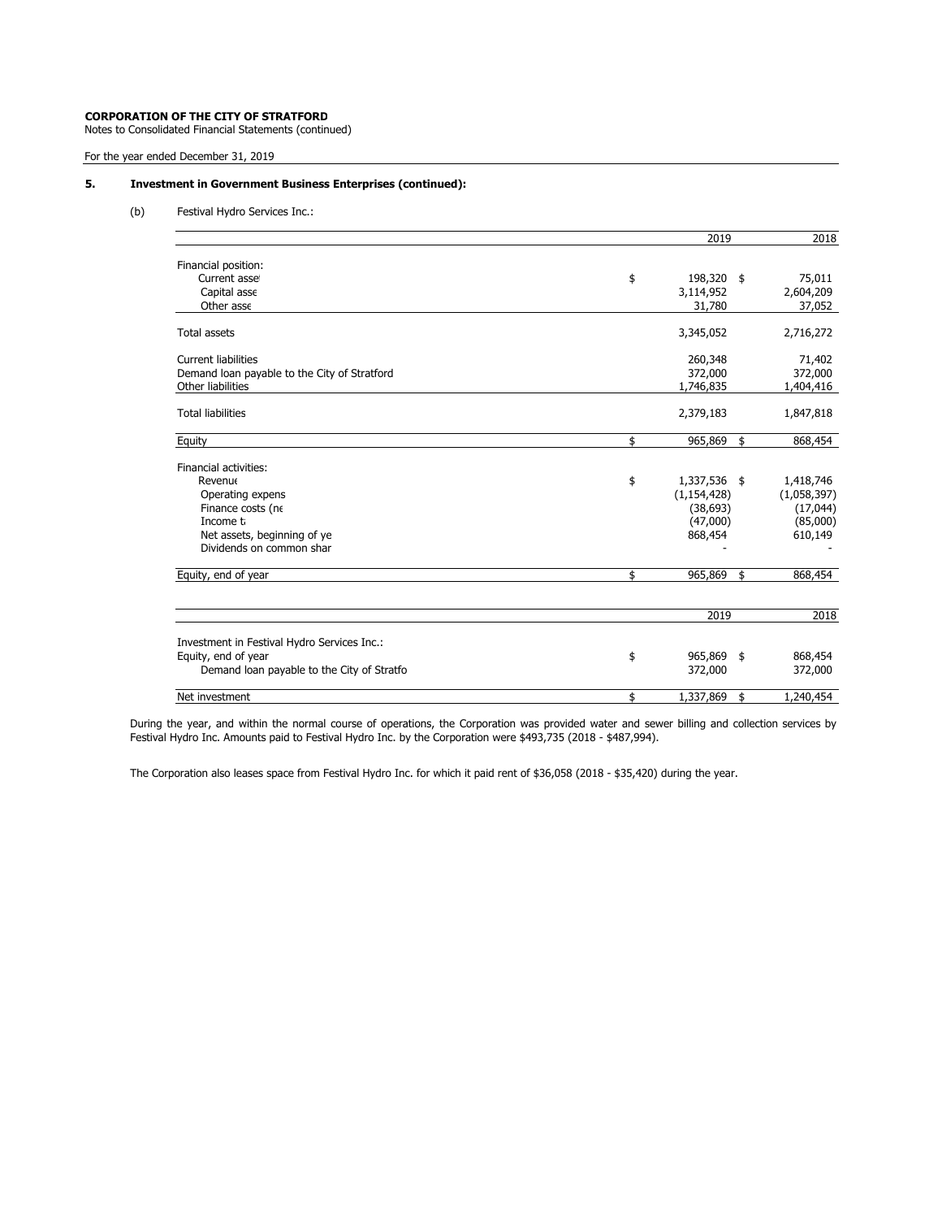**CORPORATION OF THE CITY OF STRATFORD**
Notes to Consolidated Financial Statements (continued)

For the year ended December 31, 2019

## 5. Investment in Government Business Enterprises (continued):

(b) Festival Hydro Services Inc.:

| | | 2019 | | 2018 |
|---|---|---|---|---|
| Financial position: | | | | |
| Current asse | $ | 198,320 | $ | 75,011 |
| Capital asse | | 3,114,952 | | 2,604,209 |
| Other asse | | 31,780 | | 37,052 |
| Total assets | | 3,345,052 | | 2,716,272 |
| Current liabilities | | 260,348 | | 71,402 |
| Demand loan payable to the City of Stratford | | 372,000 | | 372,000 |
| Other liabilities | | 1,746,835 | | 1,404,416 |
| Total liabilities | | 2,379,183 | | 1,847,818 |
| Equity | $ | 965,869 | $ | 868,454 |
| Financial activities: | | | | |
| Revenu | $ | 1,337,536 | $ | 1,418,746 |
| Operating expens | | (1,154,428) | | (1,058,397) |
| Finance costs (ne | | (38,693) | | (17,044) |
| Income t | | (47,000) | | (85,000) |
| Net assets, beginning of ye | | 868,454 | | 610,149 |
| Dividends on common shar | | - | | - |
| Equity, end of year | $ | 965,869 | $ | 868,454 |

| | | 2019 | | 2018 |
|---|---|---|---|---|
| Investment in Festival Hydro Services Inc.: | | | | |
| Equity, end of year | $ | 965,869 | $ | 868,454 |
| Demand loan payable to the City of Stratfo | | 372,000 | | 372,000 |
| Net investment | $ | 1,337,869 | $ | 1,240,454 |

During the year, and within the normal course of operations, the Corporation was provided water and sewer billing and collection services by Festival Hydro Inc. Amounts paid to Festival Hydro Inc. by the Corporation were $493,735 (2018 - $487,994).

The Corporation also leases space from Festival Hydro Inc. for which it paid rent of $36,058 (2018 - $35,420) during the year.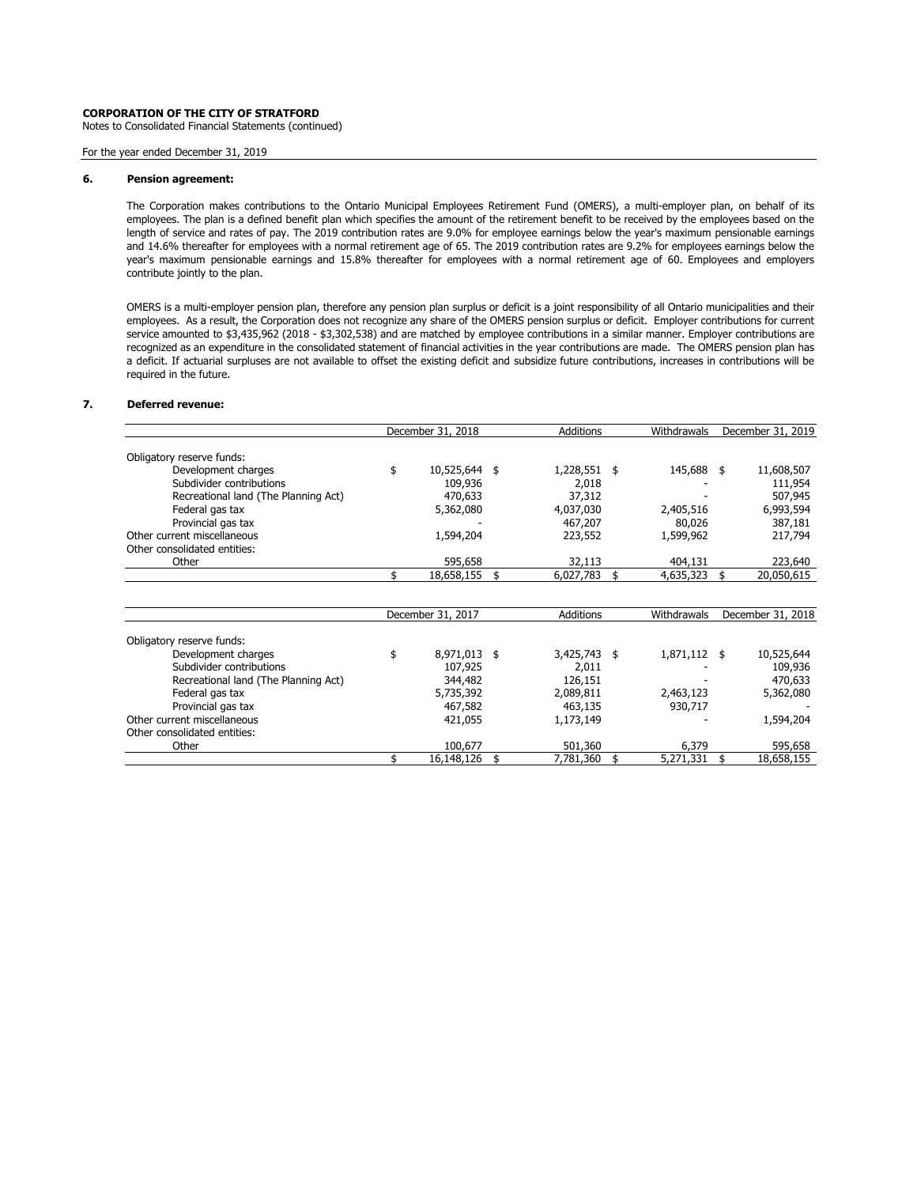**CORPORATION OF THE CITY OF STRATFORD**
Notes to Consolidated Financial Statements (continued)

For the year ended December 31, 2019

## 6. Pension agreement:

The Corporation makes contributions to the Ontario Municipal Employees Retirement Fund (OMERS), a multi-employer plan, on behalf of its employees. The plan is a defined benefit plan which specifies the amount of the retirement benefit to be received by the employees based on the length of service and rates of pay. The 2019 contribution rates are 9.0% for employee earnings below the year's maximum pensionable earnings and 14.6% thereafter for employees with a normal retirement age of 65. The 2019 contribution rates are 9.2% for employees earnings below the year's maximum pensionable earnings and 15.8% thereafter for employees with a normal retirement age of 60. Employees and employers contribute jointly to the plan.

OMERS is a multi-employer pension plan, therefore any pension plan surplus or deficit is a joint responsibility of all Ontario municipalities and their employees. As a result, the Corporation does not recognize any share of the OMERS pension surplus or deficit. Employer contributions for current service amounted to $3,435,962 (2018 - $3,302,538) and are matched by employee contributions in a similar manner. Employer contributions are recognized as an expenditure in the consolidated statement of financial activities in the year contributions are made. The OMERS pension plan has a deficit. If actuarial surpluses are not available to offset the existing deficit and subsidize future contributions, increases in contributions will be required in the future.

## 7. Deferred revenue:

| | December 31, 2018 | Additions | Withdrawals | December 31, 2019 |
|---|---|---|---|---|
| Obligatory reserve funds: | | | | |
| Development charges | $ 10,525,644 | $ 1,228,551 | $ 145,688 | $ 11,608,507 |
| Subdivider contributions | 109,936 | 2,018 | - | 111,954 |
| Recreational land (The Planning Act) | 470,633 | 37,312 | - | 507,945 |
| Federal gas tax | 5,362,080 | 4,037,030 | 2,405,516 | 6,993,594 |
| Provincial gas tax | - | 467,207 | 80,026 | 387,181 |
| Other current miscellaneous | 1,594,204 | 223,552 | 1,599,962 | 217,794 |
| Other consolidated entities: | | | | |
| Other | 595,658 | 32,113 | 404,131 | 223,640 |
| | $ 18,658,155 | $ 6,027,783 | $ 4,635,323 | $ 20,050,615 |

| | December 31, 2017 | Additions | Withdrawals | December 31, 2018 |
|---|---|---|---|---|
| Obligatory reserve funds: | | | | |
| Development charges | $ 8,971,013 | $ 3,425,743 | $ 1,871,112 | $ 10,525,644 |
| Subdivider contributions | 107,925 | 2,011 | - | 109,936 |
| Recreational land (The Planning Act) | 344,482 | 126,151 | - | 470,633 |
| Federal gas tax | 5,735,392 | 2,089,811 | 2,463,123 | 5,362,080 |
| Provincial gas tax | 467,582 | 463,135 | 930,717 | - |
| Other current miscellaneous | 421,055 | 1,173,149 | - | 1,594,204 |
| Other consolidated entities: | | | | |
| Other | 100,677 | 501,360 | 6,379 | 595,658 |
| | $ 16,148,126 | $ 7,781,360 | $ 5,271,331 | $ 18,658,155 |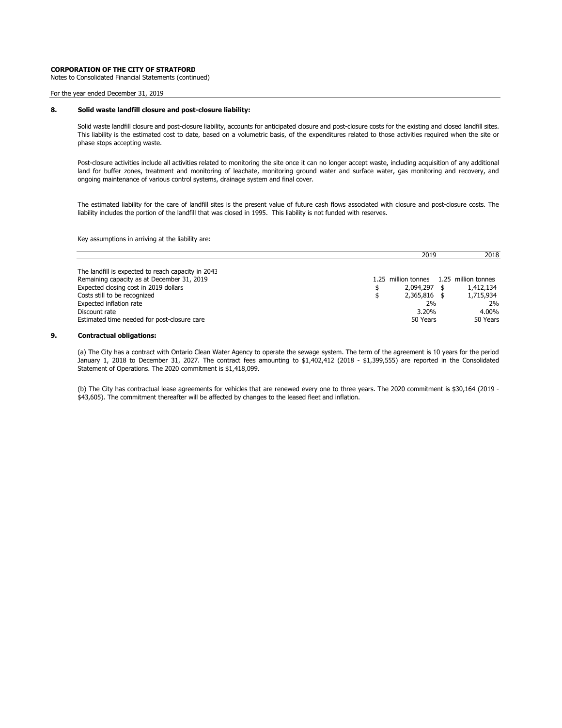**CORPORATION OF THE CITY OF STRATFORD**
Notes to Consolidated Financial Statements (continued)

For the year ended December 31, 2019

## 8. Solid waste landfill closure and post-closure liability:

Solid waste landfill closure and post-closure liability, accounts for anticipated closure and post-closure costs for the existing and closed landfill sites. This liability is the estimated cost to date, based on a volumetric basis, of the expenditures related to those activities required when the site or phase stops accepting waste.

Post-closure activities include all activities related to monitoring the site once it can no longer accept waste, including acquisition of any additional land for buffer zones, treatment and monitoring of leachate, monitoring ground water and surface water, gas monitoring and recovery, and ongoing maintenance of various control systems, drainage system and final cover.

The estimated liability for the care of landfill sites is the present value of future cash flows associated with closure and post-closure costs. The liability includes the portion of the landfill that was closed in 1995. This liability is not funded with reserves.

Key assumptions in arriving at the liability are:

| | 2019 | 2018 |
|---|---|---|
| The landfill is expected to reach capacity in 2043 | | |
| Remaining capacity as at December 31, 2019 | 1.25 million tonnes | 1.25 million tonnes |
| Expected closing cost in 2019 dollars | $ 2,094,297 | $ 1,412,134 |
| Costs still to be recognized | $ 2,365,816 | $ 1,715,934 |
| Expected inflation rate | 2% | 2% |
| Discount rate | 3.20% | 4.00% |
| Estimated time needed for post-closure care | 50 Years | 50 Years |

## 9. Contractual obligations:

(a) The City has a contract with Ontario Clean Water Agency to operate the sewage system. The term of the agreement is 10 years for the period January 1, 2018 to December 31, 2027. The contract fees amounting to $1,402,412 (2018 - $1,399,555) are reported in the Consolidated Statement of Operations. The 2020 commitment is $1,418,099.

(b) The City has contractual lease agreements for vehicles that are renewed every one to three years. The 2020 commitment is $30,164 (2019 - $43,605). The commitment thereafter will be affected by changes to the leased fleet and inflation.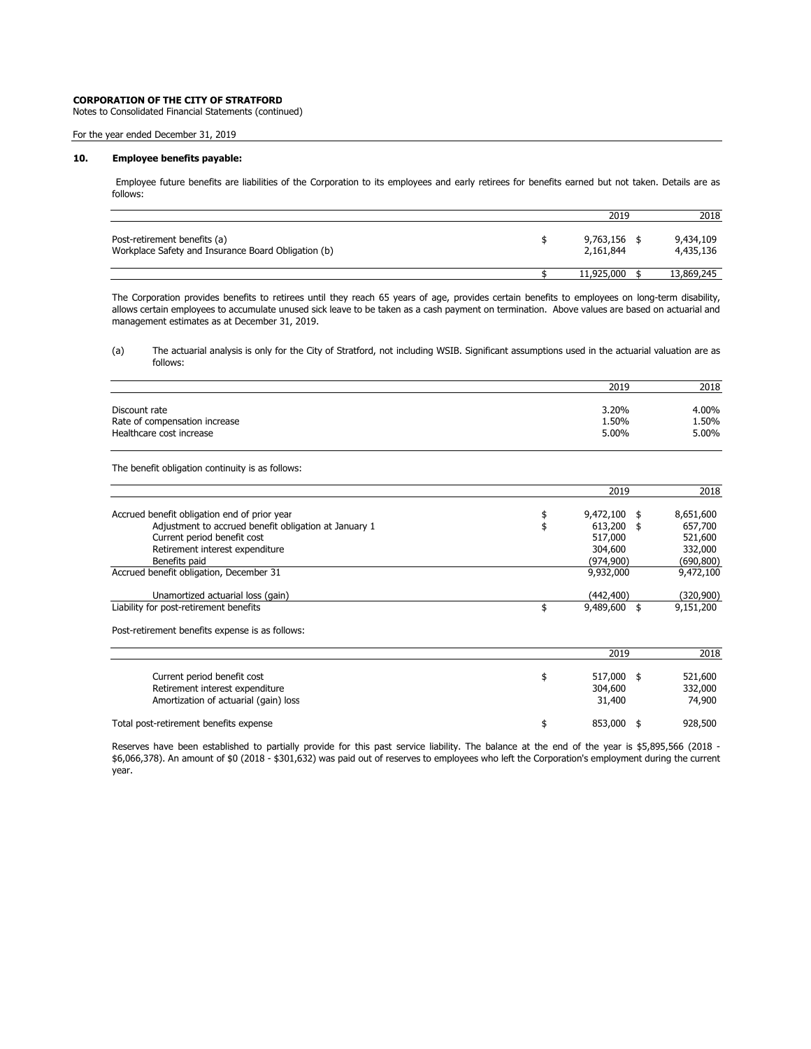**CORPORATION OF THE CITY OF STRATFORD**
Notes to Consolidated Financial Statements (continued)

For the year ended December 31, 2019

## 10. Employee benefits payable:

Employee future benefits are liabilities of the Corporation to its employees and early retirees for benefits earned but not taken. Details are as follows:

| | 2019 | 2018 |
|---|---|---|
| Post-retirement benefits (a) | $ 9,763,156 | $ 9,434,109 |
| Workplace Safety and Insurance Board Obligation (b) | 2,161,844 | 4,435,136 |
| | $ 11,925,000 | $ 13,869,245 |

The Corporation provides benefits to retirees until they reach 65 years of age, provides certain benefits to employees on long-term disability, allows certain employees to accumulate unused sick leave to be taken as a cash payment on termination. Above values are based on actuarial and management estimates as at December 31, 2019.

(a) The actuarial analysis is only for the City of Stratford, not including WSIB. Significant assumptions used in the actuarial valuation are as follows:

| | 2019 | 2018 |
|---|---|---|
| Discount rate | 3.20% | 4.00% |
| Rate of compensation increase | 1.50% | 1.50% |
| Healthcare cost increase | 5.00% | 5.00% |

The benefit obligation continuity is as follows:

| | 2019 | 2018 |
|---|---|---|
| Accrued benefit obligation end of prior year | $ 9,472,100 | $ 8,651,600 |
| Adjustment to accrued benefit obligation at January 1 | $ 613,200 | $ 657,700 |
| Current period benefit cost | 517,000 | 521,600 |
| Retirement interest expenditure | 304,600 | 332,000 |
| Benefits paid | (974,900) | (690,800) |
| Accrued benefit obligation, December 31 | 9,932,000 | 9,472,100 |
| Unamortized actuarial loss (gain) | (442,400) | (320,900) |
| Liability for post-retirement benefits | $ 9,489,600 | $ 9,151,200 |

Post-retirement benefits expense is as follows:

| | 2019 | 2018 |
|---|---|---|
| Current period benefit cost | $ 517,000 | $ 521,600 |
| Retirement interest expenditure | 304,600 | 332,000 |
| Amortization of actuarial (gain) loss | 31,400 | 74,900 |
| Total post-retirement benefits expense | $ 853,000 | $ 928,500 |

Reserves have been established to partially provide for this past service liability. The balance at the end of the year is $5,895,566 (2018 - $6,066,378). An amount of $0 (2018 - $301,632) was paid out of reserves to employees who left the Corporation's employment during the current year.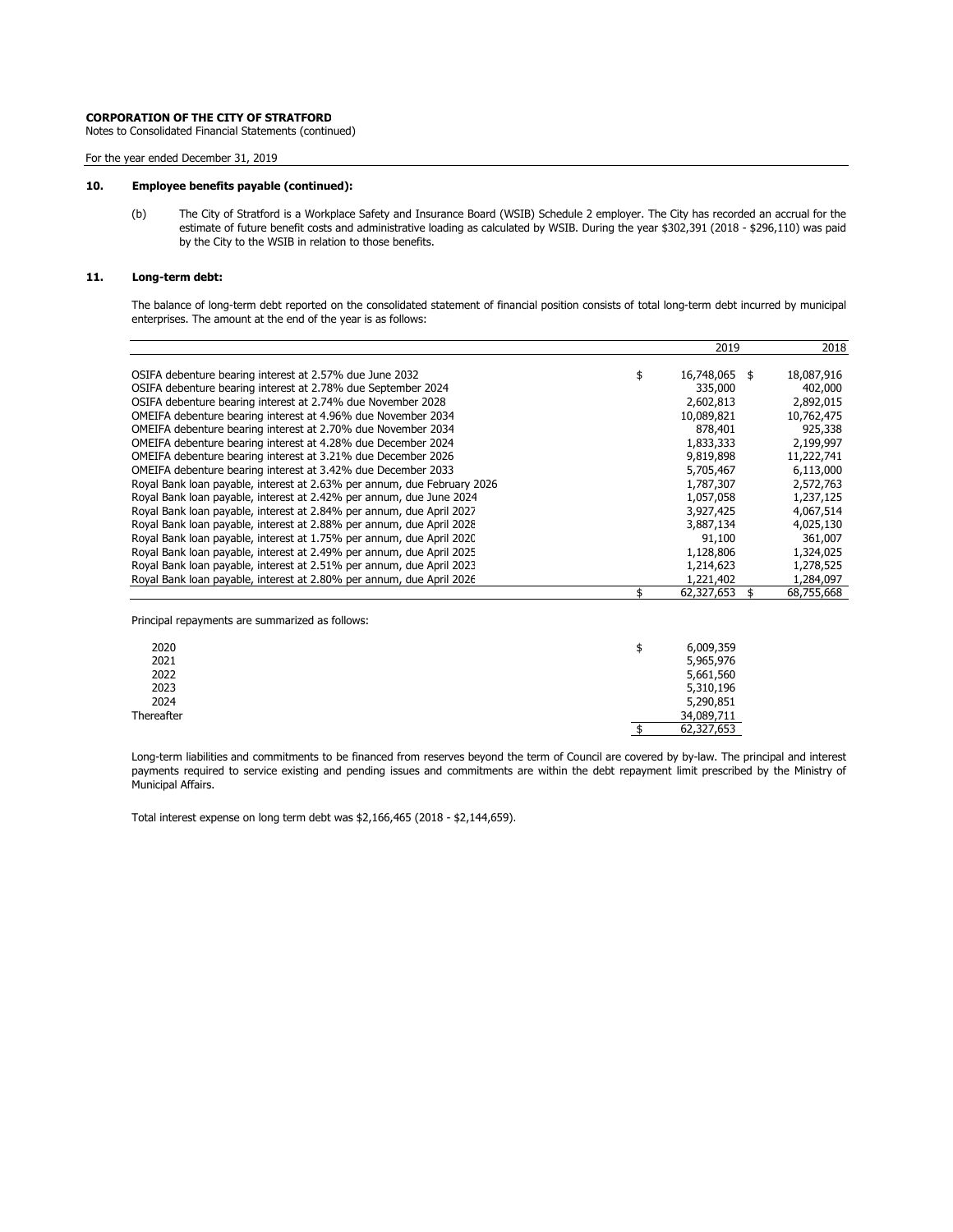**CORPORATION OF THE CITY OF STRATFORD**
Notes to Consolidated Financial Statements (continued)

For the year ended December 31, 2019

## 10. Employee benefits payable (continued):

(b) The City of Stratford is a Workplace Safety and Insurance Board (WSIB) Schedule 2 employer. The City has recorded an accrual for the estimate of future benefit costs and administrative loading as calculated by WSIB. During the year $302,391 (2018 - $296,110) was paid by the City to the WSIB in relation to those benefits.

## 11. Long-term debt:

The balance of long-term debt reported on the consolidated statement of financial position consists of total long-term debt incurred by municipal enterprises. The amount at the end of the year is as follows:

| | 2019 | 2018 |
|---|---|---|
| OSIFA debenture bearing interest at 2.57% due June 2032 | $ 16,748,065 | $ 18,087,916 |
| OSIFA debenture bearing interest at 2.78% due September 2024 | 335,000 | 402,000 |
| OSIFA debenture bearing interest at 2.74% due November 2028 | 2,602,813 | 2,892,015 |
| OMEIFA debenture bearing interest at 4.96% due November 2034 | 10,089,821 | 10,762,475 |
| OMEIFA debenture bearing interest at 2.70% due November 2034 | 878,401 | 925,338 |
| OMEIFA debenture bearing interest at 4.28% due December 2024 | 1,833,333 | 2,199,997 |
| OMEIFA debenture bearing interest at 3.21% due December 2026 | 9,819,898 | 11,222,741 |
| OMEIFA debenture bearing interest at 3.42% due December 2033 | 5,705,467 | 6,113,000 |
| Royal Bank loan payable, interest at 2.63% per annum, due February 2026 | 1,787,307 | 2,572,763 |
| Royal Bank loan payable, interest at 2.42% per annum, due June 2024 | 1,057,058 | 1,237,125 |
| Royal Bank loan payable, interest at 2.84% per annum, due April 2027 | 3,927,425 | 4,067,514 |
| Royal Bank loan payable, interest at 2.88% per annum, due April 2028 | 3,887,134 | 4,025,130 |
| Royal Bank loan payable, interest at 1.75% per annum, due April 2020 | 91,100 | 361,007 |
| Royal Bank loan payable, interest at 2.49% per annum, due April 2025 | 1,128,806 | 1,324,025 |
| Royal Bank loan payable, interest at 2.51% per annum, due April 2023 | 1,214,623 | 1,278,525 |
| Royal Bank loan payable, interest at 2.80% per annum, due April 2026 | 1,221,402 | 1,284,097 |
| | $ 62,327,653 | $ 68,755,668 |

Principal repayments are summarized as follows:

| | |
|---|---|
| 2020 | $ 6,009,359 |
| 2021 | 5,965,976 |
| 2022 | 5,661,560 |
| 2023 | 5,310,196 |
| 2024 | 5,290,851 |
| Thereafter | 34,089,711 |
| | $ 62,327,653 |

Long-term liabilities and commitments to be financed from reserves beyond the term of Council are covered by by-law. The principal and interest payments required to service existing and pending issues and commitments are within the debt repayment limit prescribed by the Ministry of Municipal Affairs.

Total interest expense on long term debt was $2,166,465 (2018 - $2,144,659).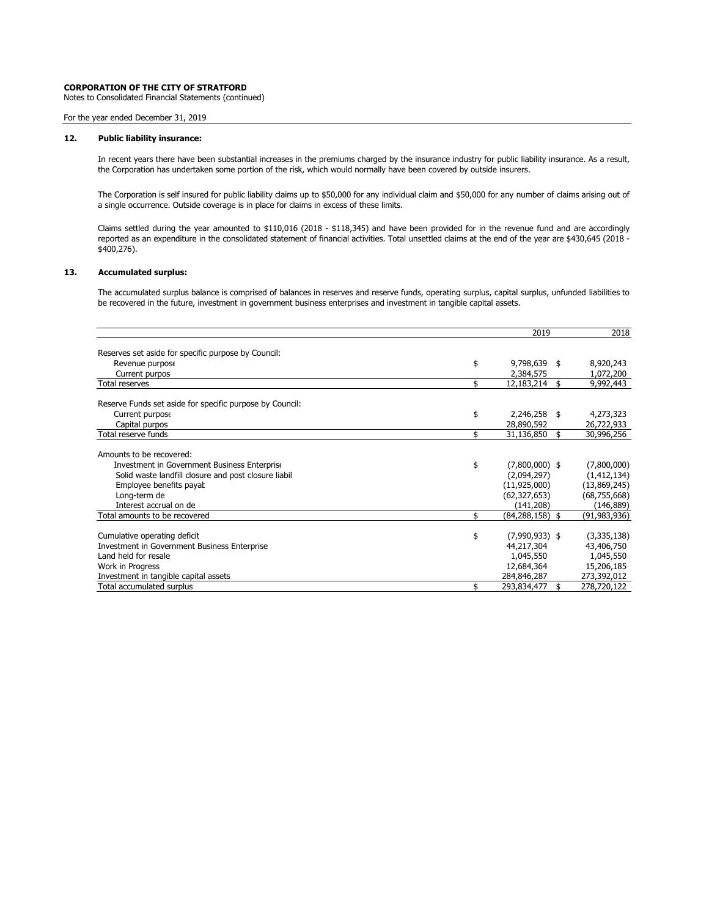**CORPORATION OF THE CITY OF STRATFORD**
Notes to Consolidated Financial Statements (continued)

For the year ended December 31, 2019

### 12. Public liability insurance:

In recent years there have been substantial increases in the premiums charged by the insurance industry for public liability insurance. As a result, the Corporation has undertaken some portion of the risk, which would normally have been covered by outside insurers.

The Corporation is self insured for public liability claims up to $50,000 for any individual claim and $50,000 for any number of claims arising out of a single occurrence. Outside coverage is in place for claims in excess of these limits.

Claims settled during the year amounted to $110,016 (2018 - $118,345) and have been provided for in the revenue fund and are accordingly reported as an expenditure in the consolidated statement of financial activities. Total unsettled claims at the end of the year are $430,645 (2018 - $400,276).

### 13. Accumulated surplus:

The accumulated surplus balance is comprised of balances in reserves and reserve funds, operating surplus, capital surplus, unfunded liabilities to be recovered in the future, investment in government business enterprises and investment in tangible capital assets.

| | 2019 | 2018 |
|---|---|---|
| Reserves set aside for specific purpose by Council: | | |
| Revenue purpose | $ 9,798,639 | $ 8,920,243 |
| Current purpos | 2,384,575 | 1,072,200 |
| Total reserves | $ 12,183,214 | $ 9,992,443 |
| Reserve Funds set aside for specific purpose by Council: | | |
| Current purpose | $ 2,246,258 | $ 4,273,323 |
| Capital purpos | 28,890,592 | 26,722,933 |
| Total reserve funds | $ 31,136,850 | $ 30,996,256 |
| Amounts to be recovered: | | |
| Investment in Government Business Enterprise | $ (7,800,000) | $ (7,800,000) |
| Solid waste landfill closure and post closure liabil | (2,094,297) | (1,412,134) |
| Employee benefits payat | (11,925,000) | (13,869,245) |
| Long-term de | (62,327,653) | (68,755,668) |
| Interest accrual on de | (141,208) | (146,889) |
| Total amounts to be recovered | $ (84,288,158) | $ (91,983,936) |
| Cumulative operating deficit | $ (7,990,933) | $ (3,335,138) |
| Investment in Government Business Enterprise | 44,217,304 | 43,406,750 |
| Land held for resale | 1,045,550 | 1,045,550 |
| Work in Progress | 12,684,364 | 15,206,185 |
| Investment in tangible capital assets | 284,846,287 | 273,392,012 |
| Total accumulated surplus | $ 293,834,477 | $ 278,720,122 |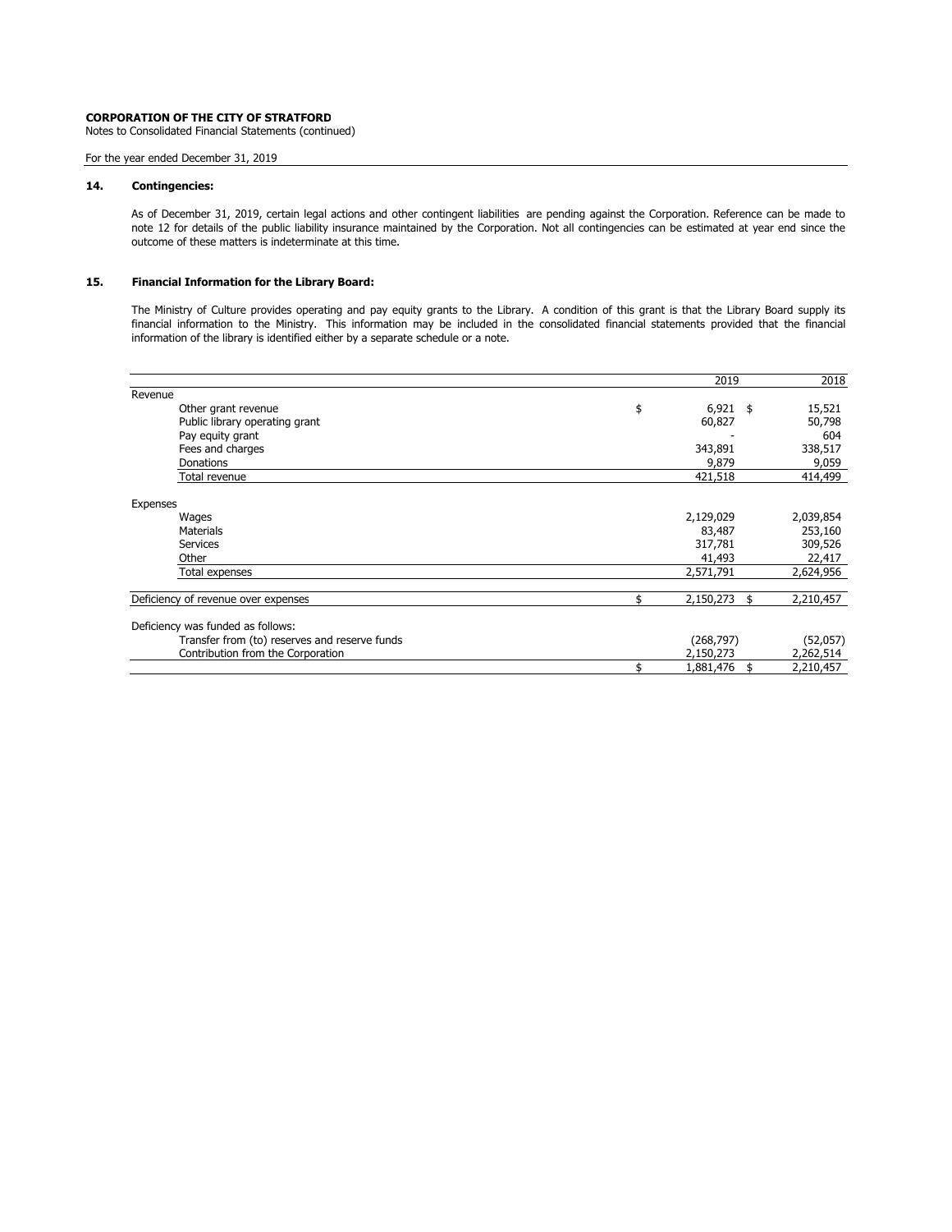**CORPORATION OF THE CITY OF STRATFORD**

Notes to Consolidated Financial Statements (continued)

For the year ended December 31, 2019

## 14. Contingencies:

As of December 31, 2019, certain legal actions and other contingent liabilities are pending against the Corporation. Reference can be made to note 12 for details of the public liability insurance maintained by the Corporation. Not all contingencies can be estimated at year end since the outcome of these matters is indeterminate at this time.

## 15. Financial Information for the Library Board:

The Ministry of Culture provides operating and pay equity grants to the Library. A condition of this grant is that the Library Board supply its financial information to the Ministry. This information may be included in the consolidated financial statements provided that the financial information of the library is identified either by a separate schedule or a note.

| | 2019 | 2018 |
|---|---|---|
| Revenue | | |
| Other grant revenue | $ 6,921 | $ 15,521 |
| Public library operating grant | 60,827 | 50,798 |
| Pay equity grant | - | 604 |
| Fees and charges | 343,891 | 338,517 |
| Donations | 9,879 | 9,059 |
| Total revenue | 421,518 | 414,499 |
| Expenses | | |
| Wages | 2,129,029 | 2,039,854 |
| Materials | 83,487 | 253,160 |
| Services | 317,781 | 309,526 |
| Other | 41,493 | 22,417 |
| Total expenses | 2,571,791 | 2,624,956 |
| Deficiency of revenue over expenses | $ 2,150,273 | $ 2,210,457 |
| Deficiency was funded as follows: | | |
| Transfer from (to) reserves and reserve funds | (268,797) | (52,057) |
| Contribution from the Corporation | 2,150,273 | 2,262,514 |
| | $ 1,881,476 | $ 2,210,457 |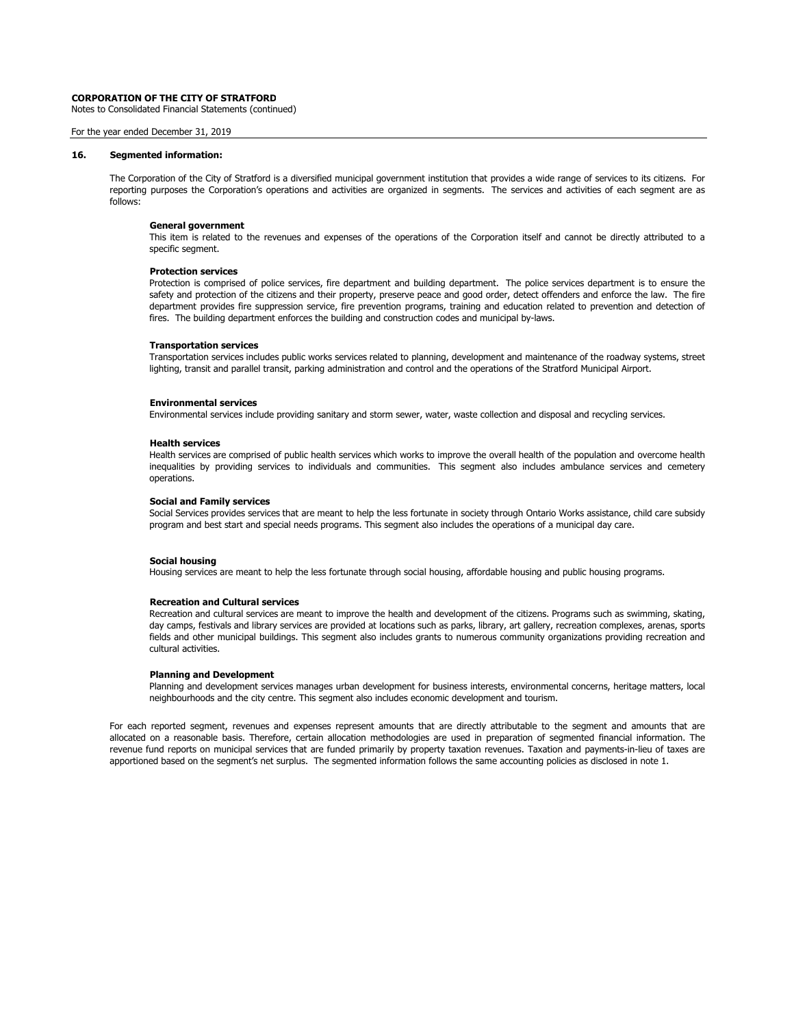## 16. Segmented information:

The Corporation of the City of Stratford is a diversified municipal government institution that provides a wide range of services to its citizens. For reporting purposes the Corporation's operations and activities are organized in segments. The services and activities of each segment are as follows:

**General government**
This item is related to the revenues and expenses of the operations of the Corporation itself and cannot be directly attributed to a specific segment.

**Protection services**
Protection is comprised of police services, fire department and building department. The police services department is to ensure the safety and protection of the citizens and their property, preserve peace and good order, detect offenders and enforce the law. The fire department provides fire suppression service, fire prevention programs, training and education related to prevention and detection of fires. The building department enforces the building and construction codes and municipal by-laws.

**Transportation services**
Transportation services includes public works services related to planning, development and maintenance of the roadway systems, street lighting, transit and parallel transit, parking administration and control and the operations of the Stratford Municipal Airport.

**Environmental services**
Environmental services include providing sanitary and storm sewer, water, waste collection and disposal and recycling services.

**Health services**
Health services are comprised of public health services which works to improve the overall health of the population and overcome health inequalities by providing services to individuals and communities. This segment also includes ambulance services and cemetery operations.

**Social and Family services**
Social Services provides services that are meant to help the less fortunate in society through Ontario Works assistance, child care subsidy program and best start and special needs programs. This segment also includes the operations of a municipal day care.

**Social housing**
Housing services are meant to help the less fortunate through social housing, affordable housing and public housing programs.

**Recreation and Cultural services**
Recreation and cultural services are meant to improve the health and development of the citizens. Programs such as swimming, skating, day camps, festivals and library services are provided at locations such as parks, library, art gallery, recreation complexes, arenas, sports fields and other municipal buildings. This segment also includes grants to numerous community organizations providing recreation and cultural activities.

**Planning and Development**
Planning and development services manages urban development for business interests, environmental concerns, heritage matters, local neighbourhoods and the city centre. This segment also includes economic development and tourism.

For each reported segment, revenues and expenses represent amounts that are directly attributable to the segment and amounts that are allocated on a reasonable basis. Therefore, certain allocation methodologies are used in preparation of segmented financial information. The revenue fund reports on municipal services that are funded primarily by property taxation revenues. Taxation and payments-in-lieu of taxes are apportioned based on the segment's net surplus. The segmented information follows the same accounting policies as disclosed in note 1.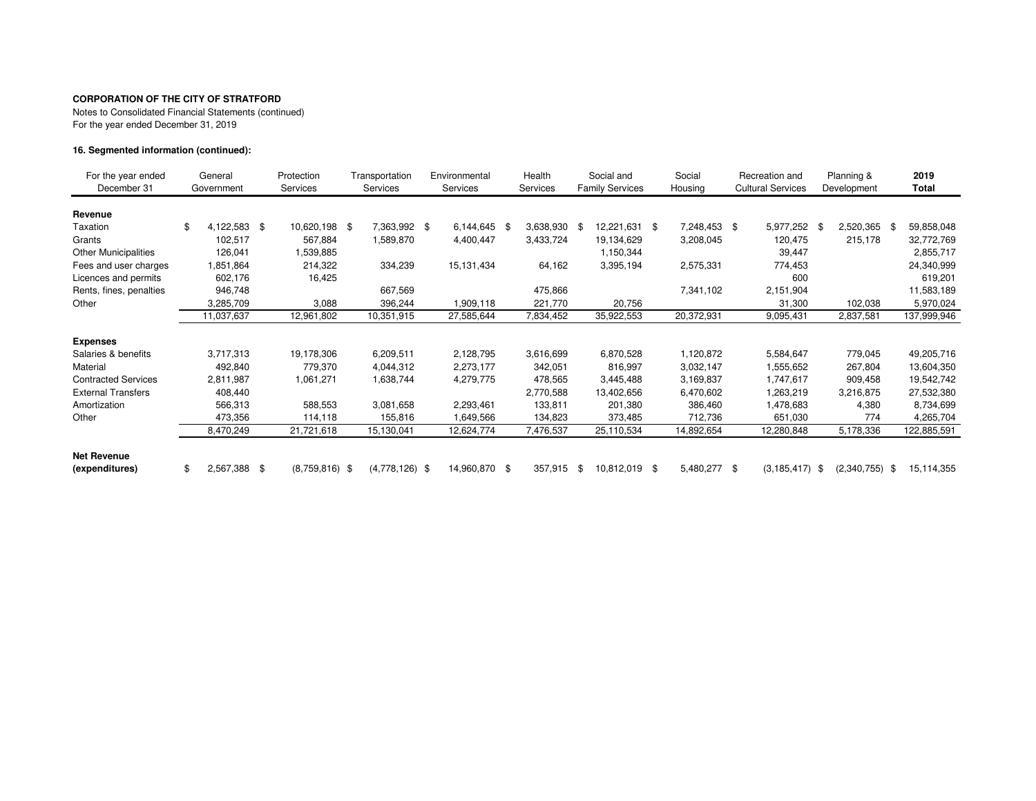**CORPORATION OF THE CITY OF STRATFORD**

Notes to Consolidated Financial Statements (continued)

For the year ended December 31, 2019

**16. Segmented information (continued):**

| For the year ended December 31 | General Government | Protection Services | Transportation Services | Environmental Services | Health Services | Social and Family Services | Social Housing | Recreation and Cultural Services | Planning & Development | **2019 Total** |
|---|---|---|---|---|---|---|---|---|---|---|
| **Revenue** | | | | | | | | | | |
| Taxation | $ 4,122,583 | $ 10,620,198 | $ 7,363,992 | $ 6,144,645 | $ 3,638,930 | $ 12,221,631 | $ 7,248,453 | $ 5,977,252 | $ 2,520,365 | $ 59,858,048 |
| Grants | 102,517 | 567,884 | 1,589,870 | 4,400,447 | 3,433,724 | 19,134,629 | 3,208,045 | 120,475 | 215,178 | 32,772,769 |
| Other Municipalities | 126,041 | 1,539,885 | | | | 1,150,344 | | 39,447 | | 2,855,717 |
| Fees and user charges | 1,851,864 | 214,322 | 334,239 | 15,131,434 | 64,162 | 3,395,194 | 2,575,331 | 774,453 | | 24,340,999 |
| Licences and permits | 602,176 | 16,425 | | | | | | 600 | | 619,201 |
| Rents, fines, penalties | 946,748 | | 667,569 | | 475,866 | | 7,341,102 | 2,151,904 | | 11,583,189 |
| Other | 3,285,709 | 3,088 | 396,244 | 1,909,118 | 221,770 | 20,756 | | 31,300 | 102,038 | 5,970,024 |
| | 11,037,637 | 12,961,802 | 10,351,915 | 27,585,644 | 7,834,452 | 35,922,553 | 20,372,931 | 9,095,431 | 2,837,581 | 137,999,946 |
| **Expenses** | | | | | | | | | | |
| Salaries & benefits | 3,717,313 | 19,178,306 | 6,209,511 | 2,128,795 | 3,616,699 | 6,870,528 | 1,120,872 | 5,584,647 | 779,045 | 49,205,716 |
| Material | 492,840 | 779,370 | 4,044,312 | 2,273,177 | 342,051 | 816,997 | 3,032,147 | 1,555,652 | 267,804 | 13,604,350 |
| Contracted Services | 2,811,987 | 1,061,271 | 1,638,744 | 4,279,775 | 478,565 | 3,445,488 | 3,169,837 | 1,747,617 | 909,458 | 19,542,742 |
| External Transfers | 408,440 | | | | 2,770,588 | 13,402,656 | 6,470,602 | 1,263,219 | 3,216,875 | 27,532,380 |
| Amortization | 566,313 | 588,553 | 3,081,658 | 2,293,461 | 133,811 | 201,380 | 386,460 | 1,478,683 | 4,380 | 8,734,699 |
| Other | 473,356 | 114,118 | 155,816 | 1,649,566 | 134,823 | 373,485 | 712,736 | 651,030 | 774 | 4,265,704 |
| | 8,470,249 | 21,721,618 | 15,130,041 | 12,624,774 | 7,476,537 | 25,110,534 | 14,892,654 | 12,280,848 | 5,178,336 | 122,885,591 |
| **Net Revenue (expenditures)** | $ 2,567,388 | $ (8,759,816) | $ (4,778,126) | $ 14,960,870 | $ 357,915 | $ 10,812,019 | $ 5,480,277 | $ (3,185,417) | $ (2,340,755) | $ 15,114,355 |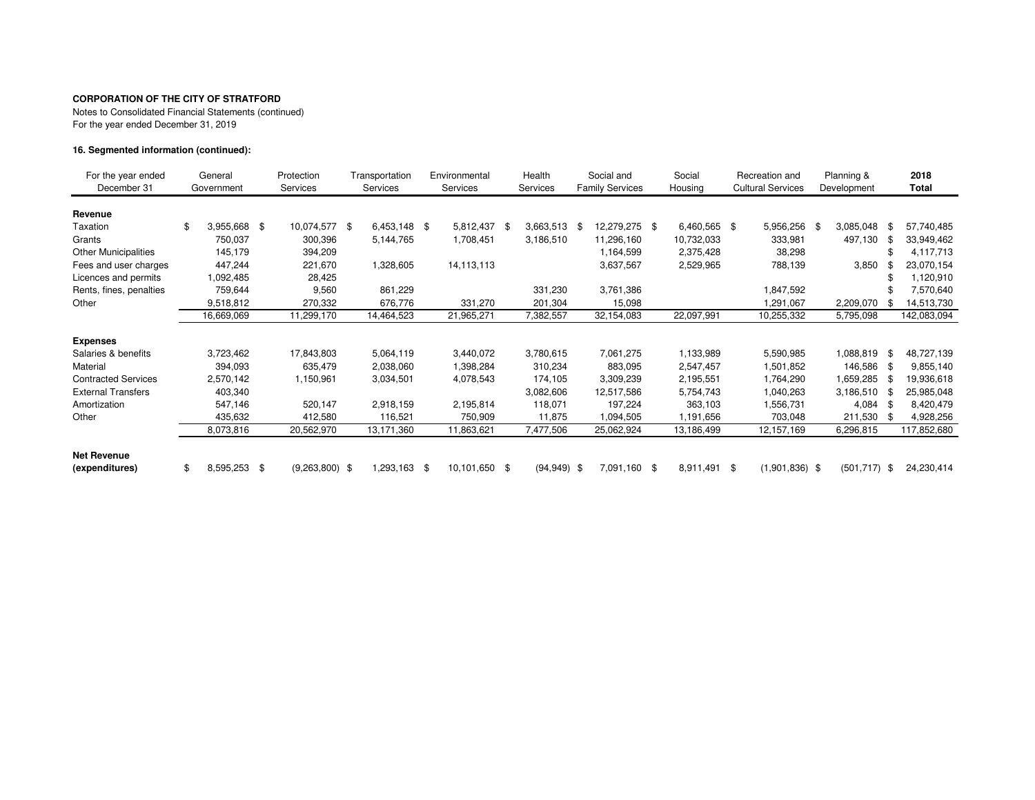**CORPORATION OF THE CITY OF STRATFORD**

Notes to Consolidated Financial Statements (continued)

For the year ended December 31, 2019

**16. Segmented information (continued):**

| For the year ended December 31 | General Government | Protection Services | Transportation Services | Environmental Services | Health Services | Social and Family Services | Social Housing | Recreation and Cultural Services | Planning & Development | **2018 Total** |
|---|---|---|---|---|---|---|---|---|---|---|
| **Revenue** | | | | | | | | | | |
| Taxation | $ 3,955,668 | $ 10,074,577 | $ 6,453,148 | $ 5,812,437 | $ 3,663,513 | $ 12,279,275 | $ 6,460,565 | $ 5,956,256 | $ 3,085,048 | $ 57,740,485 |
| Grants | 750,037 | 300,396 | 5,144,765 | 1,708,451 | 3,186,510 | 11,296,160 | 10,732,033 | 333,981 | 497,130 | $ 33,949,462 |
| Other Municipalities | 145,179 | 394,209 | | | | 1,164,599 | 2,375,428 | 38,298 | | $ 4,117,713 |
| Fees and user charges | 447,244 | 221,670 | 1,328,605 | 14,113,113 | | 3,637,567 | 2,529,965 | 788,139 | 3,850 | $ 23,070,154 |
| Licences and permits | 1,092,485 | 28,425 | | | | | | | | $ 1,120,910 |
| Rents, fines, penalties | 759,644 | 9,560 | 861,229 | | 331,230 | 3,761,386 | | 1,847,592 | | $ 7,570,640 |
| Other | 9,518,812 | 270,332 | 676,776 | 331,270 | 201,304 | 15,098 | | 1,291,067 | 2,209,070 | $ 14,513,730 |
| | 16,669,069 | 11,299,170 | 14,464,523 | 21,965,271 | 7,382,557 | 32,154,083 | 22,097,991 | 10,255,332 | 5,795,098 | 142,083,094 |
| **Expenses** | | | | | | | | | | |
| Salaries & benefits | 3,723,462 | 17,843,803 | 5,064,119 | 3,440,072 | 3,780,615 | 7,061,275 | 1,133,989 | 5,590,985 | 1,088,819 | $ 48,727,139 |
| Material | 394,093 | 635,479 | 2,038,060 | 1,398,284 | 310,234 | 883,095 | 2,547,457 | 1,501,852 | 146,586 | $ 9,855,140 |
| Contracted Services | 2,570,142 | 1,150,961 | 3,034,501 | 4,078,543 | 174,105 | 3,309,239 | 2,195,551 | 1,764,290 | 1,659,285 | $ 19,936,618 |
| External Transfers | 403,340 | | | | 3,082,606 | 12,517,586 | 5,754,743 | 1,040,263 | 3,186,510 | $ 25,985,048 |
| Amortization | 547,146 | 520,147 | 2,918,159 | 2,195,814 | 118,071 | 197,224 | 363,103 | 1,556,731 | 4,084 | $ 8,420,479 |
| Other | 435,632 | 412,580 | 116,521 | 750,909 | 11,875 | 1,094,505 | 1,191,656 | 703,048 | 211,530 | $ 4,928,256 |
| | 8,073,816 | 20,562,970 | 13,171,360 | 11,863,621 | 7,477,506 | 25,062,924 | 13,186,499 | 12,157,169 | 6,296,815 | 117,852,680 |
| **Net Revenue (expenditures)** | $ 8,595,253 | $ (9,263,800) | $ 1,293,163 | $ 10,101,650 | $ (94,949) | $ 7,091,160 | $ 8,911,491 | $ (1,901,836) | $ (501,717) | $ 24,230,414 |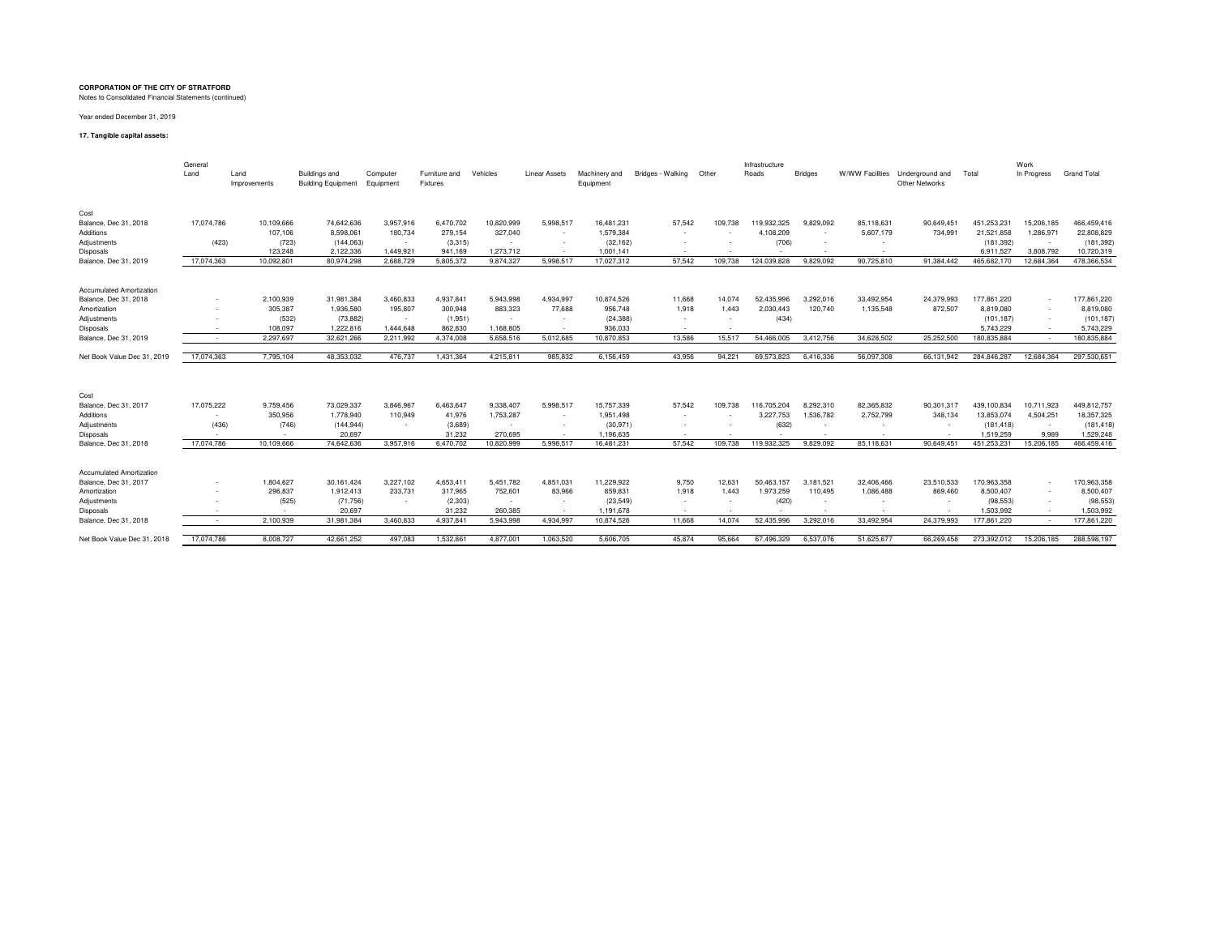**CORPORATION OF THE CITY OF STRATFORD**
Notes to Consolidated Financial Statements (continued)

Year ended December 31, 2019

**17. Tangible capital assets:**

| | General | | | | | | | | | | Infrastructure | | | | | Work | |
|---|---|---|---|---|---|---|---|---|---|---|---|---|---|---|---|---|---|
| | Land | Land Improvements | Buildings and Building Equipment | Computer Equipment | Furniture and Fixtures | Vehicles | Linear Assets | Machinery and Equipment | Bridges - Walking | Other | Roads | Bridges | W/WW Facilities | Underground and Other Networks | Total | In Progress | Grand Total |
| **Cost** | | | | | | | | | | | | | | | | | |
| Balance, Dec 31, 2018 | 17,074,786 | 10,109,666 | 74,642,636 | 3,957,916 | 6,470,702 | 10,820,999 | 5,998,517 | 16,481,231 | 57,542 | 109,738 | 119,932,325 | 9,829,092 | 85,118,631 | 90,649,451 | 451,253,231 | 15,206,185 | 466,459,416 |
| Additions | | 107,106 | 8,598,061 | 180,734 | 279,154 | 327,040 | - | 1,579,384 | - | - | 4,108,209 | - | 5,607,179 | 734,991 | 21,521,858 | 1,286,971 | 22,808,829 |
| Adjustments | (423) | (723) | (144,063) | - | (3,315) | - | - | (32,162) | - | - | (706) | - | - | | (181,392) | - | (181,392) |
| Disposals | | 123,248 | 2,122,336 | 1,449,921 | 941,169 | 1,273,712 | - | 1,001,141 | - | - | - | - | - | | 6,911,527 | 3,808,792 | 10,720,319 |
| Balance, Dec 31, 2019 | 17,074,363 | 10,092,801 | 80,974,298 | 2,688,729 | 5,805,372 | 9,874,327 | 5,998,517 | 17,027,312 | 57,542 | 109,738 | 124,039,828 | 9,829,092 | 90,725,810 | 91,384,442 | 465,682,170 | 12,684,364 | 478,366,534 |
| **Accumulated Amortization** | | | | | | | | | | | | | | | | | |
| Balance, Dec 31, 2018 | - | 2,100,939 | 31,981,384 | 3,460,833 | 4,937,841 | 5,943,998 | 4,934,997 | 10,874,526 | 11,668 | 14,074 | 52,435,996 | 3,292,016 | 33,492,954 | 24,379,993 | 177,861,220 | - | 177,861,220 |
| Amortization | - | 305,387 | 1,936,580 | 195,807 | 300,948 | 883,323 | 77,688 | 956,748 | 1,918 | 1,443 | 2,030,443 | 120,740 | 1,135,548 | 872,507 | 8,819,080 | - | 8,819,080 |
| Adjustments | - | (532) | (73,882) | - | (1,951) | - | - | (24,388) | - | - | (434) | | | | (101,187) | - | (101,187) |
| Disposals | - | 108,097 | 1,222,816 | 1,444,648 | 862,830 | 1,168,805 | - | 936,033 | - | - | | | | | 5,743,229 | - | 5,743,229 |
| Balance, Dec 31, 2019 | - | 2,297,697 | 32,621,266 | 2,211,992 | 4,374,008 | 5,658,516 | 5,012,685 | 10,870,853 | 13,586 | 15,517 | 54,466,005 | 3,412,756 | 34,628,502 | 25,252,500 | 180,835,884 | - | 180,835,884 |
| Net Book Value Dec 31, 2019 | 17,074,363 | 7,795,104 | 48,353,032 | 476,737 | 1,431,364 | 4,215,811 | 985,832 | 6,156,459 | 43,956 | 94,221 | 69,573,823 | 6,416,336 | 56,097,308 | 66,131,942 | 284,846,287 | 12,684,364 | 297,530,651 |
| **Cost** | | | | | | | | | | | | | | | | | |
| Balance, Dec 31, 2017 | 17,075,222 | 9,759,456 | 73,029,337 | 3,846,967 | 6,463,647 | 9,338,407 | 5,998,517 | 15,757,339 | 57,542 | 109,738 | 116,705,204 | 8,292,310 | 82,365,832 | 90,301,317 | 439,100,834 | 10,711,923 | 449,812,757 |
| Additions | - | 350,956 | 1,778,940 | 110,949 | 41,976 | 1,753,287 | - | 1,951,498 | - | - | 3,227,753 | 1,536,782 | 2,752,799 | 348,134 | 13,853,074 | 4,504,251 | 18,357,325 |
| Adjustments | (436) | (746) | (144,944) | - | (3,689) | - | - | (30,971) | - | - | (632) | - | - | - | (181,418) | - | (181,418) |
| Disposals | - | - | 20,697 | | 31,232 | 270,695 | - | 1,196,635 | - | - | - | - | - | - | 1,519,259 | 9,989 | 1,529,248 |
| Balance, Dec 31, 2018 | 17,074,786 | 10,109,666 | 74,642,636 | 3,957,916 | 6,470,702 | 10,820,999 | 5,998,517 | 16,481,231 | 57,542 | 109,738 | 119,932,325 | 9,829,092 | 85,118,631 | 90,649,451 | 451,253,231 | 15,206,185 | 466,459,416 |
| **Accumulated Amortization** | | | | | | | | | | | | | | | | | |
| Balance, Dec 31, 2017 | - | 1,804,627 | 30,161,424 | 3,227,102 | 4,653,411 | 5,451,782 | 4,851,031 | 11,229,922 | 9,750 | 12,631 | 50,463,157 | 3,181,521 | 32,406,466 | 23,510,533 | 170,963,358 | - | 170,963,358 |
| Amortization | - | 296,837 | 1,912,413 | 233,731 | 317,965 | 752,601 | 83,966 | 859,831 | 1,918 | 1,443 | 1,973,259 | 110,495 | 1,086,488 | 869,460 | 8,500,407 | - | 8,500,407 |
| Adjustments | - | (525) | (71,756) | - | (2,303) | - | - | (23,549) | - | - | (420) | - | - | - | (98,553) | - | (98,553) |
| Disposals | - | - | 20,697 | | 31,232 | 260,385 | - | 1,191,678 | - | - | - | - | - | - | 1,503,992 | - | 1,503,992 |
| Balance, Dec 31, 2018 | - | 2,100,939 | 31,981,384 | 3,460,833 | 4,937,841 | 5,943,998 | 4,934,997 | 10,874,526 | 11,668 | 14,074 | 52,435,996 | 3,292,016 | 33,492,954 | 24,379,993 | 177,861,220 | - | 177,861,220 |
| Net Book Value Dec 31, 2018 | 17,074,786 | 8,008,727 | 42,661,252 | 497,083 | 1,532,861 | 4,877,001 | 1,063,520 | 5,606,705 | 45,874 | 95,664 | 67,496,329 | 6,537,076 | 51,625,677 | 66,269,458 | 273,392,012 | 15,206,185 | 288,598,197 |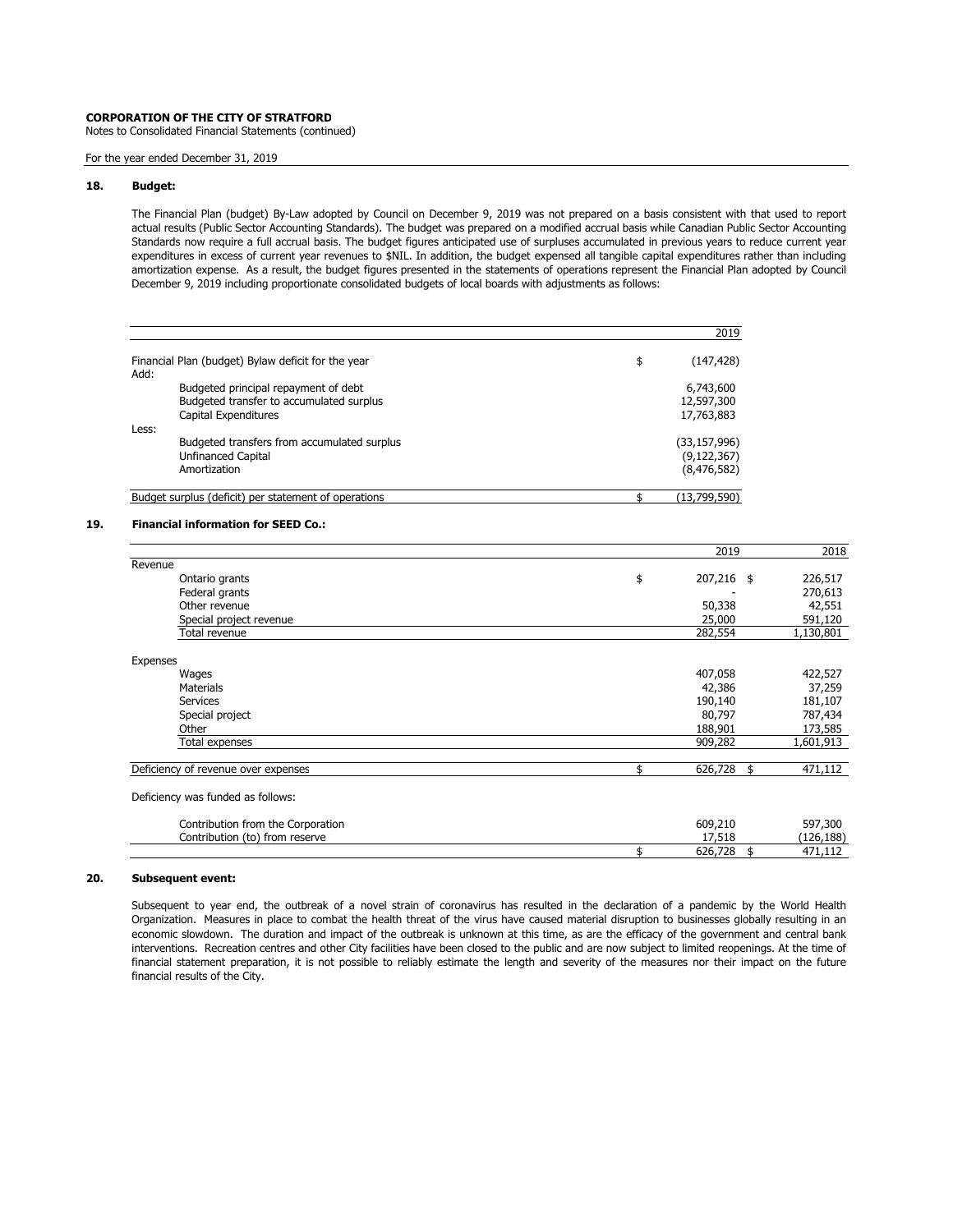**CORPORATION OF THE CITY OF STRATFORD**
Notes to Consolidated Financial Statements (continued)

For the year ended December 31, 2019

## 18. Budget:

The Financial Plan (budget) By-Law adopted by Council on December 9, 2019 was not prepared on a basis consistent with that used to report actual results (Public Sector Accounting Standards). The budget was prepared on a modified accrual basis while Canadian Public Sector Accounting Standards now require a full accrual basis. The budget figures anticipated use of surpluses accumulated in previous years to reduce current year expenditures in excess of current year revenues to $NIL. In addition, the budget expensed all tangible capital expenditures rather than including amortization expense. As a result, the budget figures presented in the statements of operations represent the Financial Plan adopted by Council December 9, 2019 including proportionate consolidated budgets of local boards with adjustments as follows:

| | | 2019 |
|---|---|---|
| Financial Plan (budget) Bylaw deficit for the year | $ | (147,428) |
| Add: | | |
| Budgeted principal repayment of debt | | 6,743,600 |
| Budgeted transfer to accumulated surplus | | 12,597,300 |
| Capital Expenditures | | 17,763,883 |
| Less: | | |
| Budgeted transfers from accumulated surplus | | (33,157,996) |
| Unfinanced Capital | | (9,122,367) |
| Amortization | | (8,476,582) |
| Budget surplus (deficit) per statement of operations | $ | (13,799,590) |

## 19. Financial information for SEED Co.:

| | | 2019 | | 2018 |
|---|---|---|---|---|
| Revenue | | | | |
| Ontario grants | $ | 207,216 | $ | 226,517 |
| Federal grants | | - | | 270,613 |
| Other revenue | | 50,338 | | 42,551 |
| Special project revenue | | 25,000 | | 591,120 |
| Total revenue | | 282,554 | | 1,130,801 |
| Expenses | | | | |
| Wages | | 407,058 | | 422,527 |
| Materials | | 42,386 | | 37,259 |
| Services | | 190,140 | | 181,107 |
| Special project | | 80,797 | | 787,434 |
| Other | | 188,901 | | 173,585 |
| Total expenses | | 909,282 | | 1,601,913 |
| Deficiency of revenue over expenses | $ | 626,728 | $ | 471,112 |
| Deficiency was funded as follows: | | | | |
| Contribution from the Corporation | | 609,210 | | 597,300 |
| Contribution (to) from reserve | | 17,518 | | (126,188) |
| | $ | 626,728 | $ | 471,112 |

## 20. Subsequent event:

Subsequent to year end, the outbreak of a novel strain of coronavirus has resulted in the declaration of a pandemic by the World Health Organization. Measures in place to combat the health threat of the virus have caused material disruption to businesses globally resulting in an economic slowdown. The duration and impact of the outbreak is unknown at this time, as are the efficacy of the government and central bank interventions. Recreation centres and other City facilities have been closed to the public and are now subject to limited reopenings. At the time of financial statement preparation, it is not possible to reliably estimate the length and severity of the measures nor their impact on the future financial results of the City.